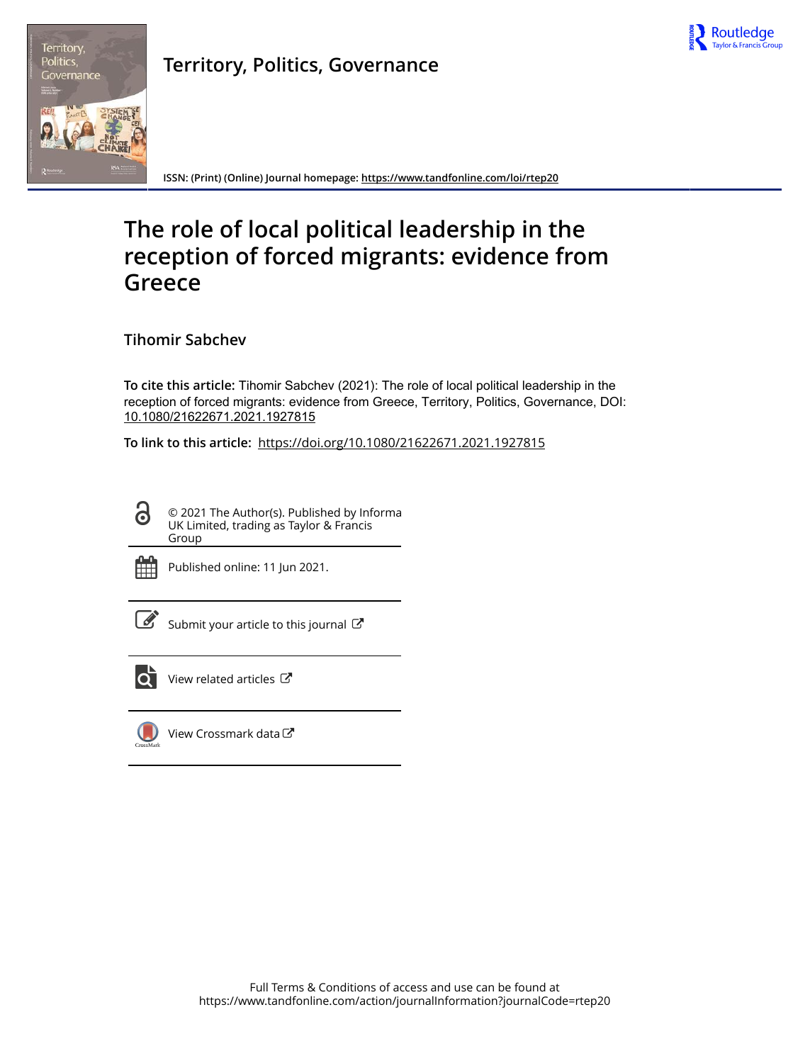# Territory, Politics, Governance

ISSN: (Print) (Online) Journal homepage: https://www.tandfonline.com/loi/rtep20

# The role of local political leadership in the reception of forced migrants: evidence from Greece

**Tihomir Sabchev**

**To cite this article:** Tihomir Sabchev (2021): The role of local political leadership in the reception of forced migrants: evidence from Greece, Territory, Politics, Governance, DOI: 10.1080/21622671.2021.1927815

**To link to this article:** https://doi.org/10.1080/21622671.2021.1927815

© 2021 The Author(s). Published by Informa UK Limited, trading as Taylor & Francis Group

Published online: 11 Jun 2021.

Submit your article to this journal

View related articles

View Crossmark data

Full Terms & Conditions of access and use can be found at https://www.tandfonline.com/action/journalInformation?journalCode=rtep20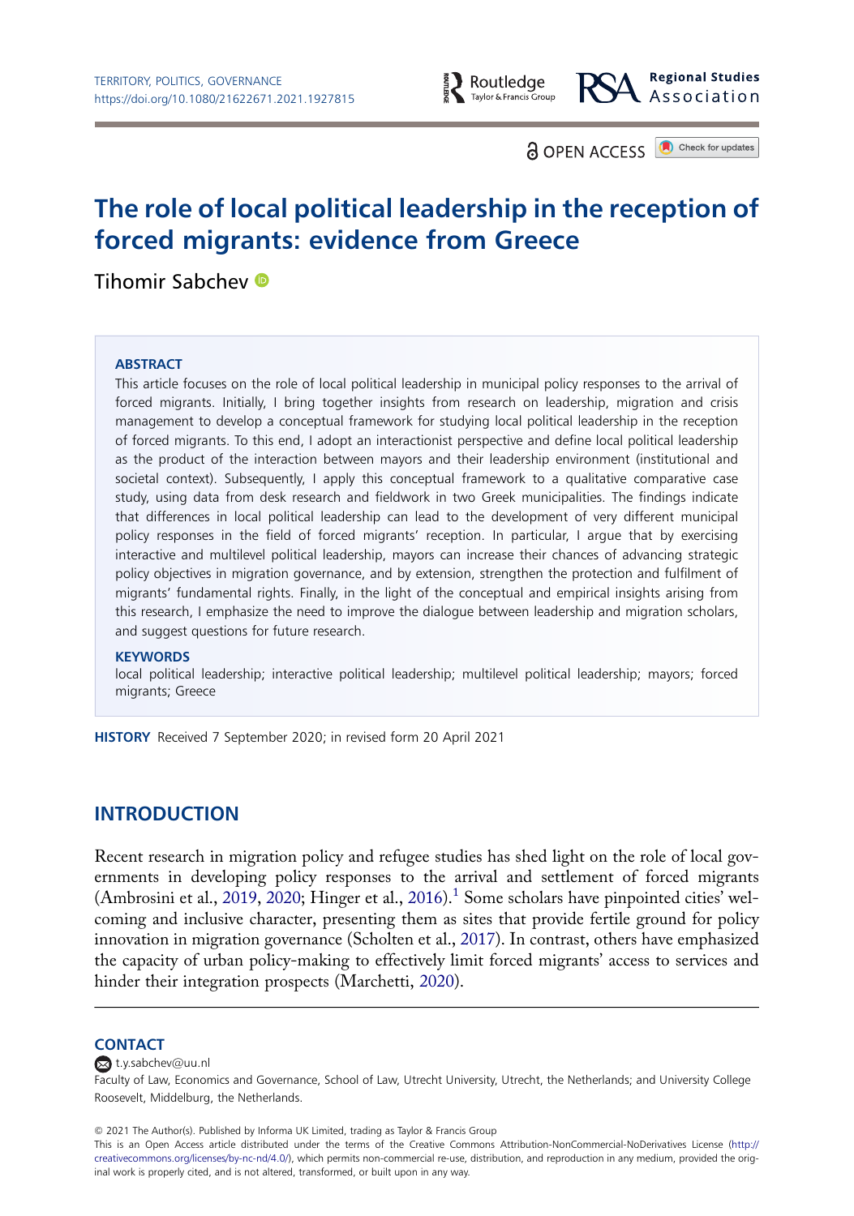# The role of local political leadership in the reception of forced migrants: evidence from Greece

Tihomir Sabchev

## ABSTRACT

This article focuses on the role of local political leadership in municipal policy responses to the arrival of forced migrants. Initially, I bring together insights from research on leadership, migration and crisis management to develop a conceptual framework for studying local political leadership in the reception of forced migrants. To this end, I adopt an interactionist perspective and define local political leadership as the product of the interaction between mayors and their leadership environment (institutional and societal context). Subsequently, I apply this conceptual framework to a qualitative comparative case study, using data from desk research and fieldwork in two Greek municipalities. The findings indicate that differences in local political leadership can lead to the development of very different municipal policy responses in the field of forced migrants' reception. In particular, I argue that by exercising interactive and multilevel political leadership, mayors can increase their chances of advancing strategic policy objectives in migration governance, and by extension, strengthen the protection and fulfilment of migrants' fundamental rights. Finally, in the light of the conceptual and empirical insights arising from this research, I emphasize the need to improve the dialogue between leadership and migration scholars, and suggest questions for future research.

## KEYWORDS

local political leadership; interactive political leadership; multilevel political leadership; mayors; forced migrants; Greece

**HISTORY** Received 7 September 2020; in revised form 20 April 2021

## INTRODUCTION

Recent research in migration policy and refugee studies has shed light on the role of local governments in developing policy responses to the arrival and settlement of forced migrants (Ambrosini et al., 2019, 2020; Hinger et al., 2016).[1] Some scholars have pinpointed cities' welcoming and inclusive character, presenting them as sites that provide fertile ground for policy innovation in migration governance (Scholten et al., 2017). In contrast, others have emphasized the capacity of urban policy-making to effectively limit forced migrants' access to services and hinder their integration prospects (Marchetti, 2020).

**CONTACT** t.y.sabchev@uu.nl
Faculty of Law, Economics and Governance, School of Law, Utrecht University, Utrecht, the Netherlands; and University College Roosevelt, Middelburg, the Netherlands.

© 2021 The Author(s). Published by Informa UK Limited, trading as Taylor & Francis Group
This is an Open Access article distributed under the terms of the Creative Commons Attribution-NonCommercial-NoDerivatives License (http://creativecommons.org/licenses/by-nc-nd/4.0/), which permits non-commercial re-use, distribution, and reproduction in any medium, provided the original work is properly cited, and is not altered, transformed, or built upon in any way.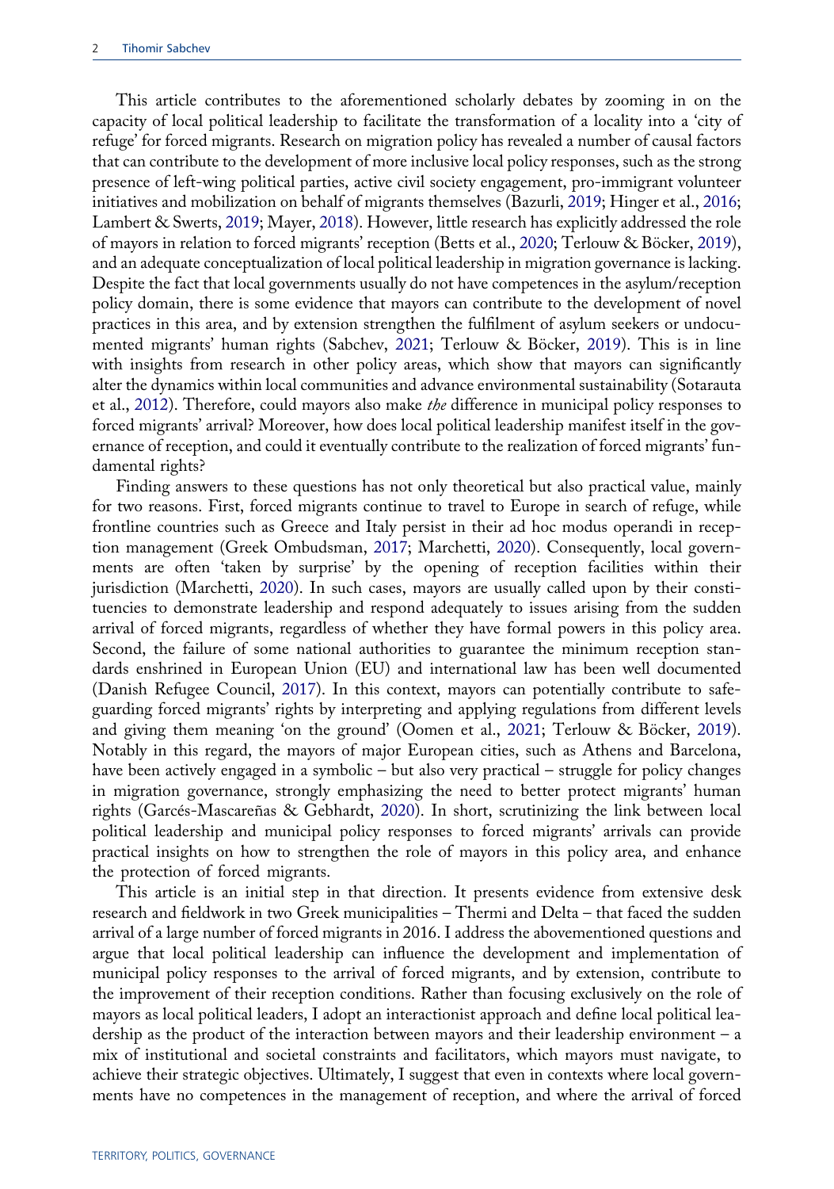This article contributes to the aforementioned scholarly debates by zooming in on the capacity of local political leadership to facilitate the transformation of a locality into a 'city of refuge' for forced migrants. Research on migration policy has revealed a number of causal factors that can contribute to the development of more inclusive local policy responses, such as the strong presence of left-wing political parties, active civil society engagement, pro-immigrant volunteer initiatives and mobilization on behalf of migrants themselves (Bazurli, 2019; Hinger et al., 2016; Lambert & Swerts, 2019; Mayer, 2018). However, little research has explicitly addressed the role of mayors in relation to forced migrants' reception (Betts et al., 2020; Terlouw & Böcker, 2019), and an adequate conceptualization of local political leadership in migration governance is lacking. Despite the fact that local governments usually do not have competences in the asylum/reception policy domain, there is some evidence that mayors can contribute to the development of novel practices in this area, and by extension strengthen the fulfilment of asylum seekers or undocumented migrants' human rights (Sabchev, 2021; Terlouw & Böcker, 2019). This is in line with insights from research in other policy areas, which show that mayors can significantly alter the dynamics within local communities and advance environmental sustainability (Sotarauta et al., 2012). Therefore, could mayors also make *the* difference in municipal policy responses to forced migrants' arrival? Moreover, how does local political leadership manifest itself in the governance of reception, and could it eventually contribute to the realization of forced migrants' fundamental rights?

Finding answers to these questions has not only theoretical but also practical value, mainly for two reasons. First, forced migrants continue to travel to Europe in search of refuge, while frontline countries such as Greece and Italy persist in their ad hoc modus operandi in reception management (Greek Ombudsman, 2017; Marchetti, 2020). Consequently, local governments are often 'taken by surprise' by the opening of reception facilities within their jurisdiction (Marchetti, 2020). In such cases, mayors are usually called upon by their constituencies to demonstrate leadership and respond adequately to issues arising from the sudden arrival of forced migrants, regardless of whether they have formal powers in this policy area. Second, the failure of some national authorities to guarantee the minimum reception standards enshrined in European Union (EU) and international law has been well documented (Danish Refugee Council, 2017). In this context, mayors can potentially contribute to safeguarding forced migrants' rights by interpreting and applying regulations from different levels and giving them meaning 'on the ground' (Oomen et al., 2021; Terlouw & Böcker, 2019). Notably in this regard, the mayors of major European cities, such as Athens and Barcelona, have been actively engaged in a symbolic – but also very practical – struggle for policy changes in migration governance, strongly emphasizing the need to better protect migrants' human rights (Garcés-Mascareñas & Gebhardt, 2020). In short, scrutinizing the link between local political leadership and municipal policy responses to forced migrants' arrivals can provide practical insights on how to strengthen the role of mayors in this policy area, and enhance the protection of forced migrants.

This article is an initial step in that direction. It presents evidence from extensive desk research and fieldwork in two Greek municipalities – Thermi and Delta – that faced the sudden arrival of a large number of forced migrants in 2016. I address the abovementioned questions and argue that local political leadership can influence the development and implementation of municipal policy responses to the arrival of forced migrants, and by extension, contribute to the improvement of their reception conditions. Rather than focusing exclusively on the role of mayors as local political leaders, I adopt an interactionist approach and define local political leadership as the product of the interaction between mayors and their leadership environment – a mix of institutional and societal constraints and facilitators, which mayors must navigate, to achieve their strategic objectives. Ultimately, I suggest that even in contexts where local governments have no competences in the management of reception, and where the arrival of forced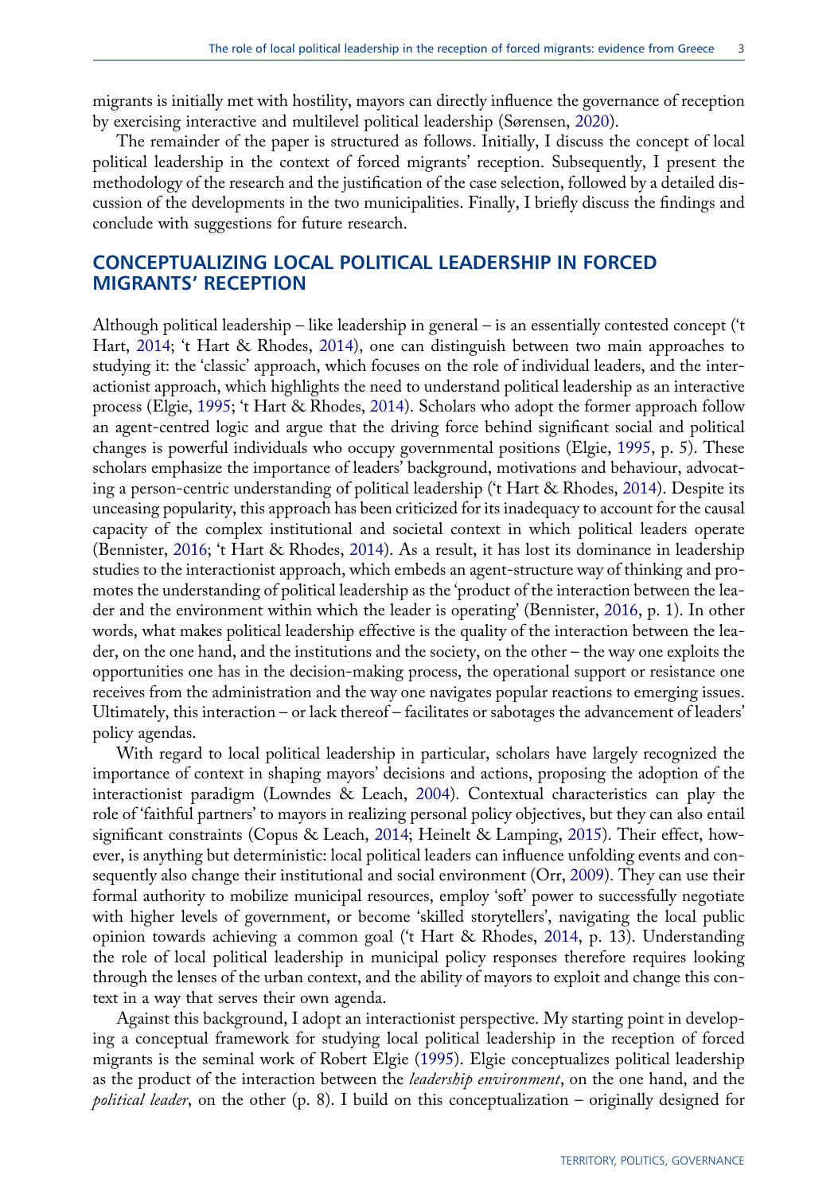migrants is initially met with hostility, mayors can directly influence the governance of reception by exercising interactive and multilevel political leadership (Sørensen, 2020).

The remainder of the paper is structured as follows. Initially, I discuss the concept of local political leadership in the context of forced migrants' reception. Subsequently, I present the methodology of the research and the justification of the case selection, followed by a detailed discussion of the developments in the two municipalities. Finally, I briefly discuss the findings and conclude with suggestions for future research.

## CONCEPTUALIZING LOCAL POLITICAL LEADERSHIP IN FORCED MIGRANTS' RECEPTION

Although political leadership – like leadership in general – is an essentially contested concept ('t Hart, 2014; 't Hart & Rhodes, 2014), one can distinguish between two main approaches to studying it: the 'classic' approach, which focuses on the role of individual leaders, and the interactionist approach, which highlights the need to understand political leadership as an interactive process (Elgie, 1995; 't Hart & Rhodes, 2014). Scholars who adopt the former approach follow an agent-centred logic and argue that the driving force behind significant social and political changes is powerful individuals who occupy governmental positions (Elgie, 1995, p. 5). These scholars emphasize the importance of leaders' background, motivations and behaviour, advocating a person-centric understanding of political leadership ('t Hart & Rhodes, 2014). Despite its unceasing popularity, this approach has been criticized for its inadequacy to account for the causal capacity of the complex institutional and societal context in which political leaders operate (Bennister, 2016; 't Hart & Rhodes, 2014). As a result, it has lost its dominance in leadership studies to the interactionist approach, which embeds an agent-structure way of thinking and promotes the understanding of political leadership as the 'product of the interaction between the leader and the environment within which the leader is operating' (Bennister, 2016, p. 1). In other words, what makes political leadership effective is the quality of the interaction between the leader, on the one hand, and the institutions and the society, on the other – the way one exploits the opportunities one has in the decision-making process, the operational support or resistance one receives from the administration and the way one navigates popular reactions to emerging issues. Ultimately, this interaction – or lack thereof – facilitates or sabotages the advancement of leaders' policy agendas.

With regard to local political leadership in particular, scholars have largely recognized the importance of context in shaping mayors' decisions and actions, proposing the adoption of the interactionist paradigm (Lowndes & Leach, 2004). Contextual characteristics can play the role of 'faithful partners' to mayors in realizing personal policy objectives, but they can also entail significant constraints (Copus & Leach, 2014; Heinelt & Lamping, 2015). Their effect, however, is anything but deterministic: local political leaders can influence unfolding events and consequently also change their institutional and social environment (Orr, 2009). They can use their formal authority to mobilize municipal resources, employ 'soft' power to successfully negotiate with higher levels of government, or become 'skilled storytellers', navigating the local public opinion towards achieving a common goal ('t Hart & Rhodes, 2014, p. 13). Understanding the role of local political leadership in municipal policy responses therefore requires looking through the lenses of the urban context, and the ability of mayors to exploit and change this context in a way that serves their own agenda.

Against this background, I adopt an interactionist perspective. My starting point in developing a conceptual framework for studying local political leadership in the reception of forced migrants is the seminal work of Robert Elgie (1995). Elgie conceptualizes political leadership as the product of the interaction between the *leadership environment*, on the one hand, and the *political leader*, on the other (p. 8). I build on this conceptualization – originally designed for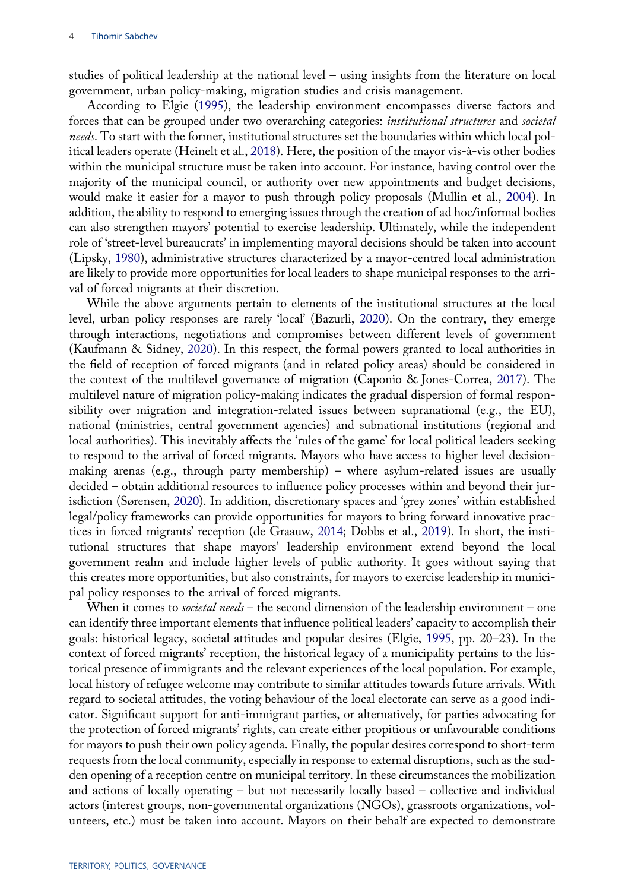studies of political leadership at the national level – using insights from the literature on local government, urban policy-making, migration studies and crisis management.

According to Elgie (1995), the leadership environment encompasses diverse factors and forces that can be grouped under two overarching categories: *institutional structures* and *societal needs*. To start with the former, institutional structures set the boundaries within which local political leaders operate (Heinelt et al., 2018). Here, the position of the mayor vis-à-vis other bodies within the municipal structure must be taken into account. For instance, having control over the majority of the municipal council, or authority over new appointments and budget decisions, would make it easier for a mayor to push through policy proposals (Mullin et al., 2004). In addition, the ability to respond to emerging issues through the creation of ad hoc/informal bodies can also strengthen mayors' potential to exercise leadership. Ultimately, while the independent role of 'street-level bureaucrats' in implementing mayoral decisions should be taken into account (Lipsky, 1980), administrative structures characterized by a mayor-centred local administration are likely to provide more opportunities for local leaders to shape municipal responses to the arrival of forced migrants at their discretion.

While the above arguments pertain to elements of the institutional structures at the local level, urban policy responses are rarely 'local' (Bazurli, 2020). On the contrary, they emerge through interactions, negotiations and compromises between different levels of government (Kaufmann & Sidney, 2020). In this respect, the formal powers granted to local authorities in the field of reception of forced migrants (and in related policy areas) should be considered in the context of the multilevel governance of migration (Caponio & Jones-Correa, 2017). The multilevel nature of migration policy-making indicates the gradual dispersion of formal responsibility over migration and integration-related issues between supranational (e.g., the EU), national (ministries, central government agencies) and subnational institutions (regional and local authorities). This inevitably affects the 'rules of the game' for local political leaders seeking to respond to the arrival of forced migrants. Mayors who have access to higher level decision-making arenas (e.g., through party membership) – where asylum-related issues are usually decided – obtain additional resources to influence policy processes within and beyond their jurisdiction (Sørensen, 2020). In addition, discretionary spaces and 'grey zones' within established legal/policy frameworks can provide opportunities for mayors to bring forward innovative practices in forced migrants' reception (de Graauw, 2014; Dobbs et al., 2019). In short, the institutional structures that shape mayors' leadership environment extend beyond the local government realm and include higher levels of public authority. It goes without saying that this creates more opportunities, but also constraints, for mayors to exercise leadership in municipal policy responses to the arrival of forced migrants.

When it comes to *societal needs* – the second dimension of the leadership environment – one can identify three important elements that influence political leaders' capacity to accomplish their goals: historical legacy, societal attitudes and popular desires (Elgie, 1995, pp. 20–23). In the context of forced migrants' reception, the historical legacy of a municipality pertains to the historical presence of immigrants and the relevant experiences of the local population. For example, local history of refugee welcome may contribute to similar attitudes towards future arrivals. With regard to societal attitudes, the voting behaviour of the local electorate can serve as a good indicator. Significant support for anti-immigrant parties, or alternatively, for parties advocating for the protection of forced migrants' rights, can create either propitious or unfavourable conditions for mayors to push their own policy agenda. Finally, the popular desires correspond to short-term requests from the local community, especially in response to external disruptions, such as the sudden opening of a reception centre on municipal territory. In these circumstances the mobilization and actions of locally operating – but not necessarily locally based – collective and individual actors (interest groups, non-governmental organizations (NGOs), grassroots organizations, volunteers, etc.) must be taken into account. Mayors on their behalf are expected to demonstrate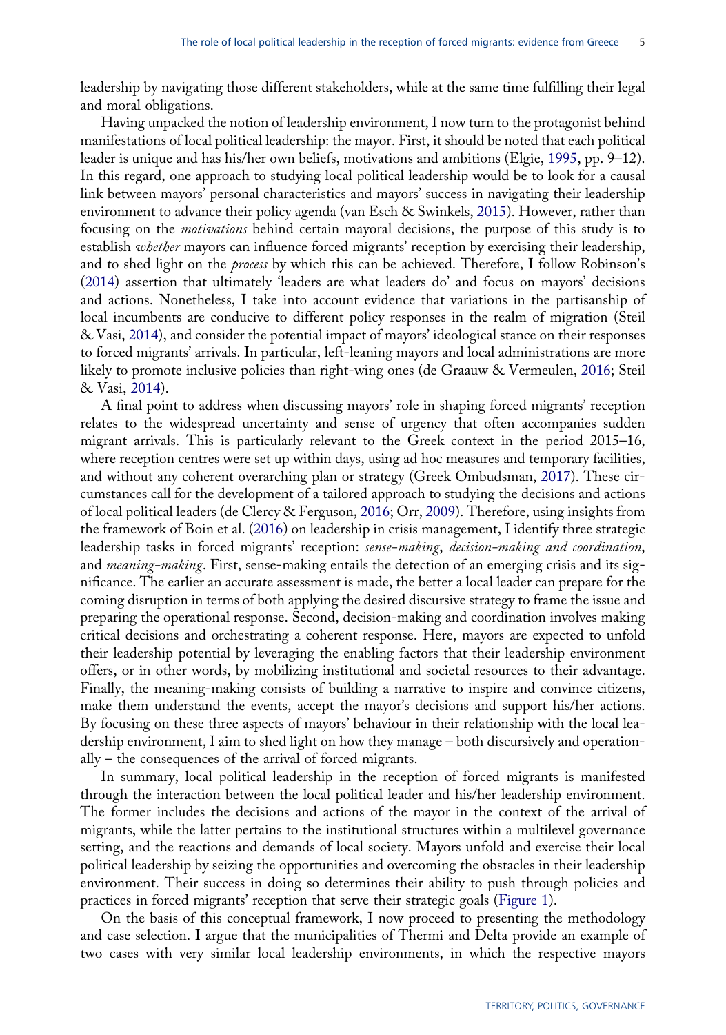leadership by navigating those different stakeholders, while at the same time fulfilling their legal and moral obligations.

Having unpacked the notion of leadership environment, I now turn to the protagonist behind manifestations of local political leadership: the mayor. First, it should be noted that each political leader is unique and has his/her own beliefs, motivations and ambitions (Elgie, 1995, pp. 9–12). In this regard, one approach to studying local political leadership would be to look for a causal link between mayors' personal characteristics and mayors' success in navigating their leadership environment to advance their policy agenda (van Esch & Swinkels, 2015). However, rather than focusing on the *motivations* behind certain mayoral decisions, the purpose of this study is to establish *whether* mayors can influence forced migrants' reception by exercising their leadership, and to shed light on the *process* by which this can be achieved. Therefore, I follow Robinson's (2014) assertion that ultimately 'leaders are what leaders do' and focus on mayors' decisions and actions. Nonetheless, I take into account evidence that variations in the partisanship of local incumbents are conducive to different policy responses in the realm of migration (Steil & Vasi, 2014), and consider the potential impact of mayors' ideological stance on their responses to forced migrants' arrivals. In particular, left-leaning mayors and local administrations are more likely to promote inclusive policies than right-wing ones (de Graauw & Vermeulen, 2016; Steil & Vasi, 2014).

A final point to address when discussing mayors' role in shaping forced migrants' reception relates to the widespread uncertainty and sense of urgency that often accompanies sudden migrant arrivals. This is particularly relevant to the Greek context in the period 2015–16, where reception centres were set up within days, using ad hoc measures and temporary facilities, and without any coherent overarching plan or strategy (Greek Ombudsman, 2017). These circumstances call for the development of a tailored approach to studying the decisions and actions of local political leaders (de Clercy & Ferguson, 2016; Orr, 2009). Therefore, using insights from the framework of Boin et al. (2016) on leadership in crisis management, I identify three strategic leadership tasks in forced migrants' reception: *sense-making*, *decision-making and coordination*, and *meaning-making*. First, sense-making entails the detection of an emerging crisis and its significance. The earlier an accurate assessment is made, the better a local leader can prepare for the coming disruption in terms of both applying the desired discursive strategy to frame the issue and preparing the operational response. Second, decision-making and coordination involves making critical decisions and orchestrating a coherent response. Here, mayors are expected to unfold their leadership potential by leveraging the enabling factors that their leadership environment offers, or in other words, by mobilizing institutional and societal resources to their advantage. Finally, the meaning-making consists of building a narrative to inspire and convince citizens, make them understand the events, accept the mayor's decisions and support his/her actions. By focusing on these three aspects of mayors' behaviour in their relationship with the local leadership environment, I aim to shed light on how they manage – both discursively and operationally – the consequences of the arrival of forced migrants.

In summary, local political leadership in the reception of forced migrants is manifested through the interaction between the local political leader and his/her leadership environment. The former includes the decisions and actions of the mayor in the context of the arrival of migrants, while the latter pertains to the institutional structures within a multilevel governance setting, and the reactions and demands of local society. Mayors unfold and exercise their local political leadership by seizing the opportunities and overcoming the obstacles in their leadership environment. Their success in doing so determines their ability to push through policies and practices in forced migrants' reception that serve their strategic goals (Figure 1).

On the basis of this conceptual framework, I now proceed to presenting the methodology and case selection. I argue that the municipalities of Thermi and Delta provide an example of two cases with very similar local leadership environments, in which the respective mayors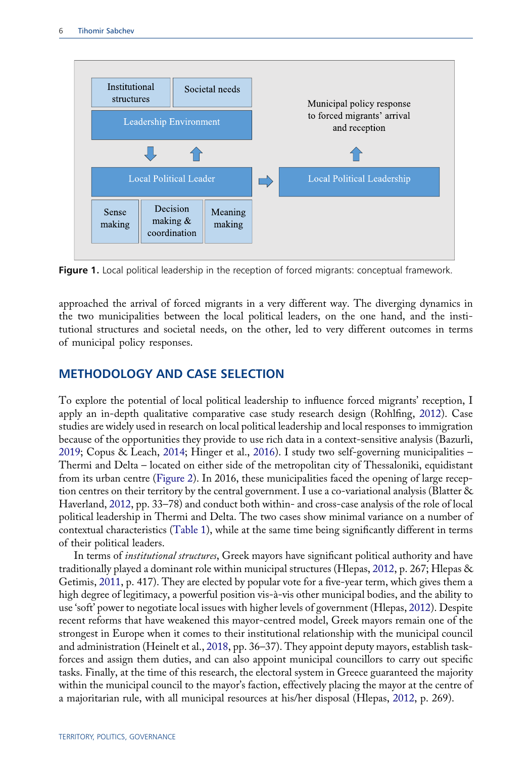Institutional structures | Societal needs

Leadership Environment

Local Political Leader

Sense making | Decision making & coordination | Meaning making

Local Political Leadership

Municipal policy response to forced migrants' arrival and reception

**Figure 1.** Local political leadership in the reception of forced migrants: conceptual framework.

approached the arrival of forced migrants in a very different way. The diverging dynamics in the two municipalities between the local political leaders, on the one hand, and the institutional structures and societal needs, on the other, led to very different outcomes in terms of municipal policy responses.

## METHODOLOGY AND CASE SELECTION

To explore the potential of local political leadership to influence forced migrants' reception, I apply an in-depth qualitative comparative case study research design (Rohlfing, 2012). Case studies are widely used in research on local political leadership and local responses to immigration because of the opportunities they provide to use rich data in a context-sensitive analysis (Bazurli, 2019; Copus & Leach, 2014; Hinger et al., 2016). I study two self-governing municipalities – Thermi and Delta – located on either side of the metropolitan city of Thessaloniki, equidistant from its urban centre (Figure 2). In 2016, these municipalities faced the opening of large reception centres on their territory by the central government. I use a co-variational analysis (Blatter & Haverland, 2012, pp. 33–78) and conduct both within- and cross-case analysis of the role of local political leadership in Thermi and Delta. The two cases show minimal variance on a number of contextual characteristics (Table 1), while at the same time being significantly different in terms of their political leaders.

In terms of *institutional structures*, Greek mayors have significant political authority and have traditionally played a dominant role within municipal structures (Hlepas, 2012, p. 267; Hlepas & Getimis, 2011, p. 417). They are elected by popular vote for a five-year term, which gives them a high degree of legitimacy, a powerful position vis-à-vis other municipal bodies, and the ability to use 'soft' power to negotiate local issues with higher levels of government (Hlepas, 2012). Despite recent reforms that have weakened this mayor-centred model, Greek mayors remain one of the strongest in Europe when it comes to their institutional relationship with the municipal council and administration (Heinelt et al., 2018, pp. 36–37). They appoint deputy mayors, establish task-forces and assign them duties, and can also appoint municipal councillors to carry out specific tasks. Finally, at the time of this research, the electoral system in Greece guaranteed the majority within the municipal council to the mayor's faction, effectively placing the mayor at the centre of a majoritarian rule, with all municipal resources at his/her disposal (Hlepas, 2012, p. 269).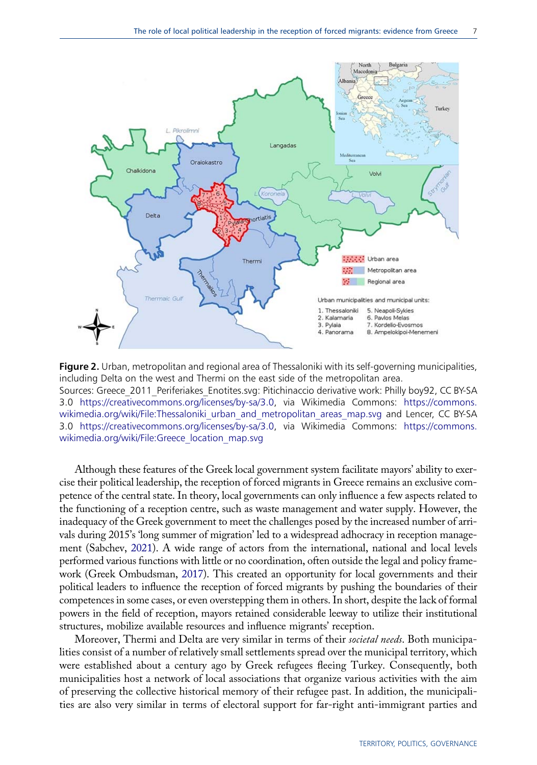**Figure 2.** Urban, metropolitan and regional area of Thessaloniki with its self-governing municipalities, including Delta on the west and Thermi on the east side of the metropolitan area.
Sources: Greece_2011_Periferiakes_Enotites.svg: Pitichinaccio derivative work: Philly boy92, CC BY-SA 3.0 https://creativecommons.org/licenses/by-sa/3.0, via Wikimedia Commons: https://commons.wikimedia.org/wiki/File:Thessaloniki_urban_and_metropolitan_areas_map.svg and Lencer, CC BY-SA 3.0 https://creativecommons.org/licenses/by-sa/3.0, via Wikimedia Commons: https://commons.wikimedia.org/wiki/File:Greece_location_map.svg

Although these features of the Greek local government system facilitate mayors' ability to exercise their political leadership, the reception of forced migrants in Greece remains an exclusive competence of the central state. In theory, local governments can only influence a few aspects related to the functioning of a reception centre, such as waste management and water supply. However, the inadequacy of the Greek government to meet the challenges posed by the increased number of arrivals during 2015's 'long summer of migration' led to a widespread adhocracy in reception management (Sabchev, 2021). A wide range of actors from the international, national and local levels performed various functions with little or no coordination, often outside the legal and policy framework (Greek Ombudsman, 2017). This created an opportunity for local governments and their political leaders to influence the reception of forced migrants by pushing the boundaries of their competences in some cases, or even overstepping them in others. In short, despite the lack of formal powers in the field of reception, mayors retained considerable leeway to utilize their institutional structures, mobilize available resources and influence migrants' reception.

Moreover, Thermi and Delta are very similar in terms of their *societal needs*. Both municipalities consist of a number of relatively small settlements spread over the municipal territory, which were established about a century ago by Greek refugees fleeing Turkey. Consequently, both municipalities host a network of local associations that organize various activities with the aim of preserving the collective historical memory of their refugee past. In addition, the municipalities are also very similar in terms of electoral support for far-right anti-immigrant parties and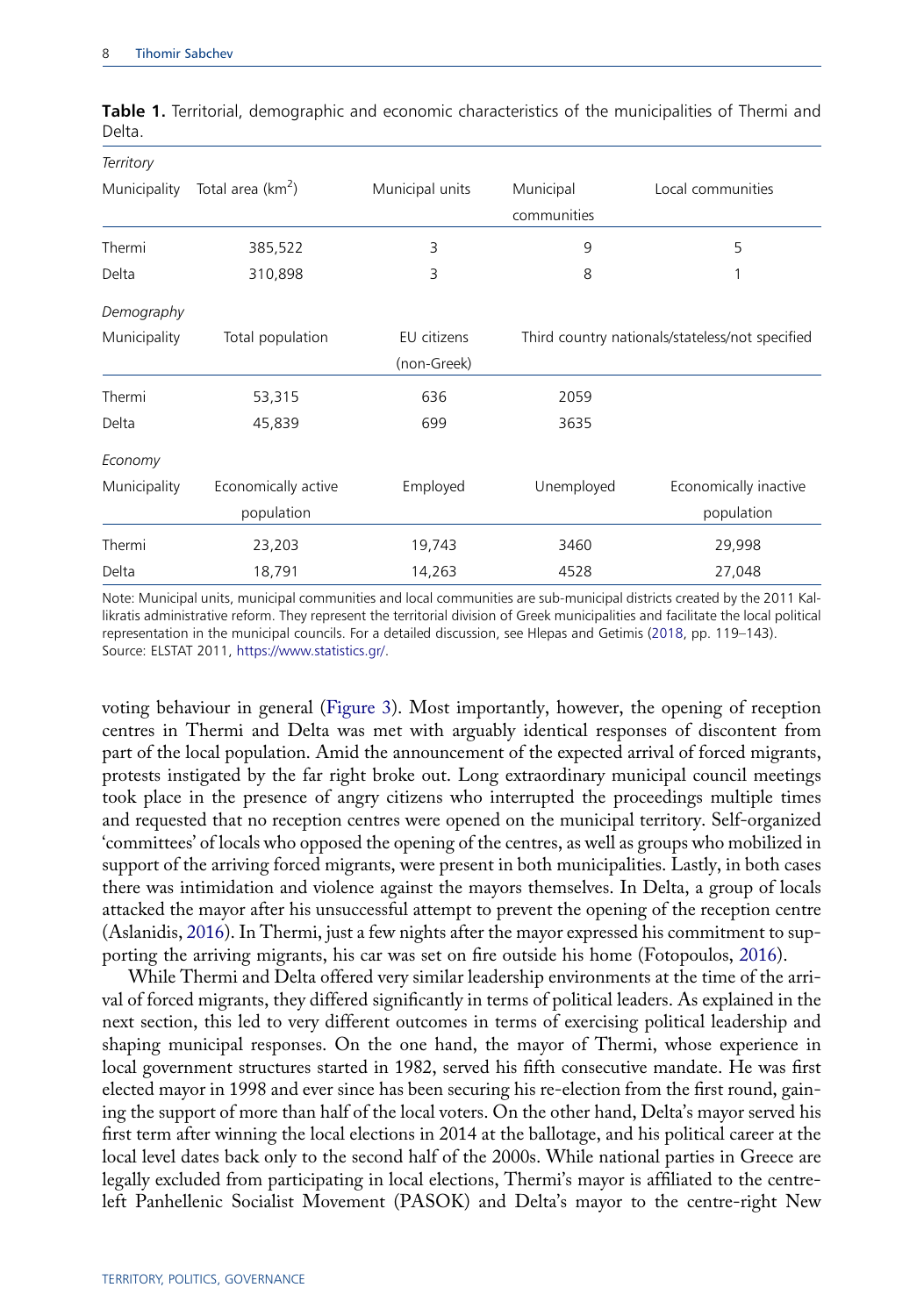**Table 1.** Territorial, demographic and economic characteristics of the municipalities of Thermi and Delta.

| *Territory* | | | | |
|---|---|---|---|---|
| Municipality | Total area (km$^2$) | Municipal units | Municipal communities | Local communities |
| Thermi | 385,522 | 3 | 9 | 5 |
| Delta | 310,898 | 3 | 8 | 1 |
| *Demography* | | | | |
| Municipality | Total population | EU citizens (non-Greek) | Third country nationals/stateless/not specified | |
| Thermi | 53,315 | 636 | 2059 | |
| Delta | 45,839 | 699 | 3635 | |
| *Economy* | | | | |
| Municipality | Economically active population | Employed | Unemployed | Economically inactive population |
| Thermi | 23,203 | 19,743 | 3460 | 29,998 |
| Delta | 18,791 | 14,263 | 4528 | 27,048 |

Note: Municipal units, municipal communities and local communities are sub-municipal districts created by the 2011 Kallikratis administrative reform. They represent the territorial division of Greek municipalities and facilitate the local political representation in the municipal councils. For a detailed discussion, see Hlepas and Getimis (2018, pp. 119–143).
Source: ELSTAT 2011, https://www.statistics.gr/.

voting behaviour in general (Figure 3). Most importantly, however, the opening of reception centres in Thermi and Delta was met with arguably identical responses of discontent from part of the local population. Amid the announcement of the expected arrival of forced migrants, protests instigated by the far right broke out. Long extraordinary municipal council meetings took place in the presence of angry citizens who interrupted the proceedings multiple times and requested that no reception centres were opened on the municipal territory. Self-organized 'committees' of locals who opposed the opening of the centres, as well as groups who mobilized in support of the arriving forced migrants, were present in both municipalities. Lastly, in both cases there was intimidation and violence against the mayors themselves. In Delta, a group of locals attacked the mayor after his unsuccessful attempt to prevent the opening of the reception centre (Aslanidis, 2016). In Thermi, just a few nights after the mayor expressed his commitment to supporting the arriving migrants, his car was set on fire outside his home (Fotopoulos, 2016).

While Thermi and Delta offered very similar leadership environments at the time of the arrival of forced migrants, they differed significantly in terms of political leaders. As explained in the next section, this led to very different outcomes in terms of exercising political leadership and shaping municipal responses. On the one hand, the mayor of Thermi, whose experience in local government structures started in 1982, served his fifth consecutive mandate. He was first elected mayor in 1998 and ever since has been securing his re-election from the first round, gaining the support of more than half of the local voters. On the other hand, Delta's mayor served his first term after winning the local elections in 2014 at the ballotage, and his political career at the local level dates back only to the second half of the 2000s. While national parties in Greece are legally excluded from participating in local elections, Thermi's mayor is affiliated to the centre-left Panhellenic Socialist Movement (PASOK) and Delta's mayor to the centre-right New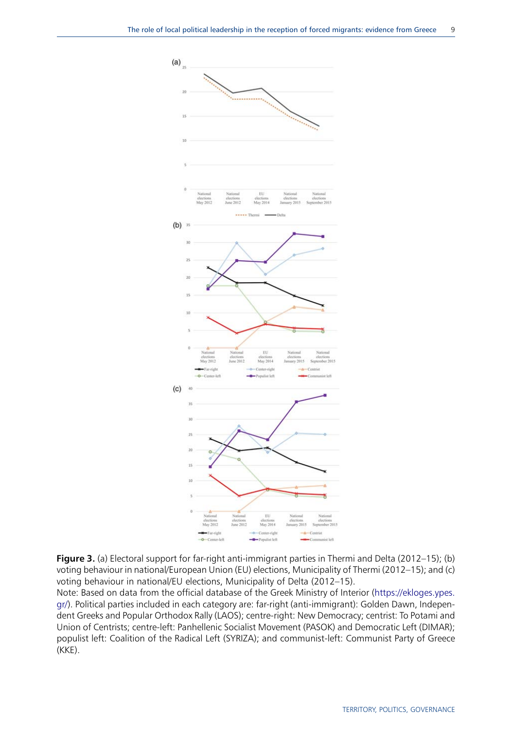**Figure 3.** (a) Electoral support for far-right anti-immigrant parties in Thermi and Delta (2012–15); (b) voting behaviour in national/European Union (EU) elections, Municipality of Thermi (2012–15); and (c) voting behaviour in national/EU elections, Municipality of Delta (2012–15).

Note: Based on data from the official database of the Greek Ministry of Interior (https://ekloges.ypes.gr/). Political parties included in each category are: far-right (anti-immigrant): Golden Dawn, Independent Greeks and Popular Orthodox Rally (LAOS); centre-right: New Democracy; centrist: To Potami and Union of Centrists; centre-left: Panhellenic Socialist Movement (PASOK) and Democratic Left (DIMAR); populist left: Coalition of the Radical Left (SYRIZA); and communist-left: Communist Party of Greece (KKE).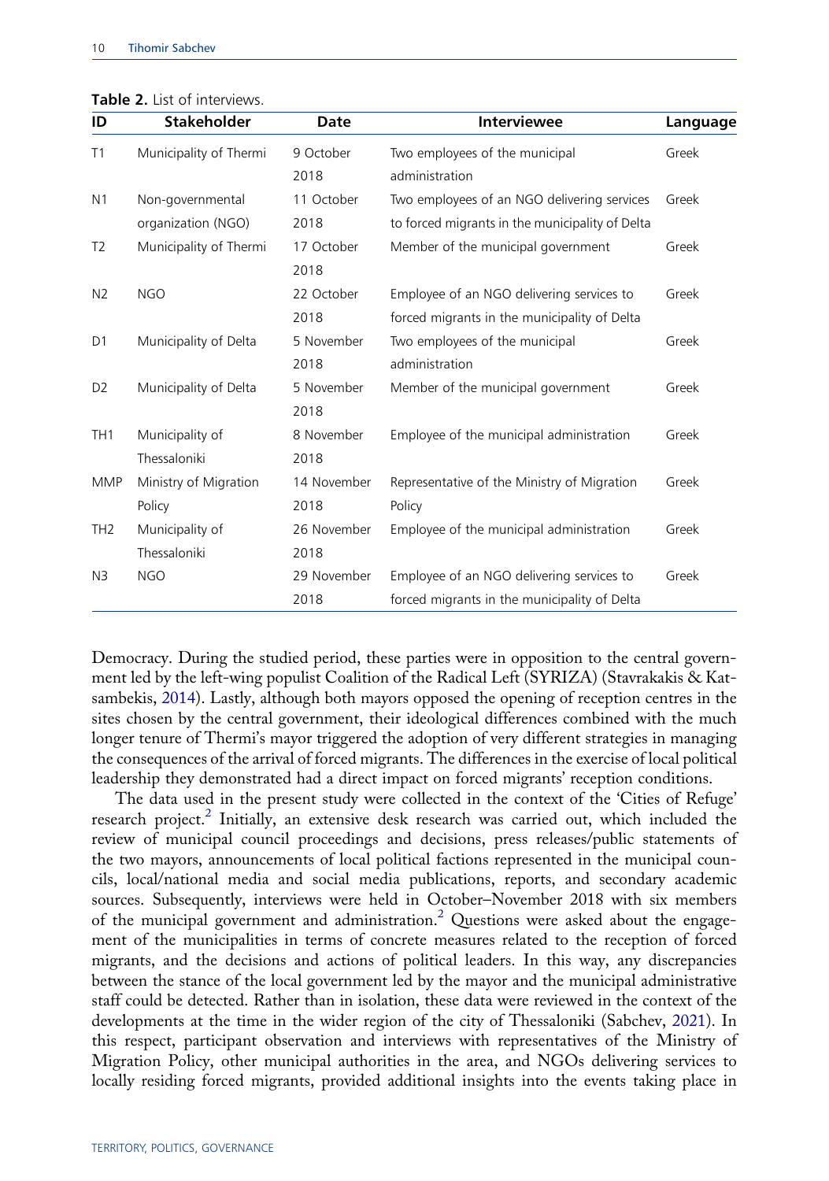**Table 2.** List of interviews.

| ID | Stakeholder | Date | Interviewee | Language |
|---|---|---|---|---|
| T1 | Municipality of Thermi | 9 October 2018 | Two employees of the municipal administration | Greek |
| N1 | Non-governmental organization (NGO) | 11 October 2018 | Two employees of an NGO delivering services to forced migrants in the municipality of Delta | Greek |
| T2 | Municipality of Thermi | 17 October 2018 | Member of the municipal government | Greek |
| N2 | NGO | 22 October 2018 | Employee of an NGO delivering services to forced migrants in the municipality of Delta | Greek |
| D1 | Municipality of Delta | 5 November 2018 | Two employees of the municipal administration | Greek |
| D2 | Municipality of Delta | 5 November 2018 | Member of the municipal government | Greek |
| TH1 | Municipality of Thessaloniki | 8 November 2018 | Employee of the municipal administration | Greek |
| MMP | Ministry of Migration Policy | 14 November 2018 | Representative of the Ministry of Migration Policy | Greek |
| TH2 | Municipality of Thessaloniki | 26 November 2018 | Employee of the municipal administration | Greek |
| N3 | NGO | 29 November 2018 | Employee of an NGO delivering services to forced migrants in the municipality of Delta | Greek |

Democracy. During the studied period, these parties were in opposition to the central government led by the left-wing populist Coalition of the Radical Left (SYRIZA) (Stavrakakis & Katsambekis, 2014). Lastly, although both mayors opposed the opening of reception centres in the sites chosen by the central government, their ideological differences combined with the much longer tenure of Thermi's mayor triggered the adoption of very different strategies in managing the consequences of the arrival of forced migrants. The differences in the exercise of local political leadership they demonstrated had a direct impact on forced migrants' reception conditions.

The data used in the present study were collected in the context of the 'Cities of Refuge' research project.[2] Initially, an extensive desk research was carried out, which included the review of municipal council proceedings and decisions, press releases/public statements of the two mayors, announcements of local political factions represented in the municipal councils, local/national media and social media publications, reports, and secondary academic sources. Subsequently, interviews were held in October–November 2018 with six members of the municipal government and administration.[2] Questions were asked about the engagement of the municipalities in terms of concrete measures related to the reception of forced migrants, and the decisions and actions of political leaders. In this way, any discrepancies between the stance of the local government led by the mayor and the municipal administrative staff could be detected. Rather than in isolation, these data were reviewed in the context of the developments at the time in the wider region of the city of Thessaloniki (Sabchev, 2021). In this respect, participant observation and interviews with representatives of the Ministry of Migration Policy, other municipal authorities in the area, and NGOs delivering services to locally residing forced migrants, provided additional insights into the events taking place in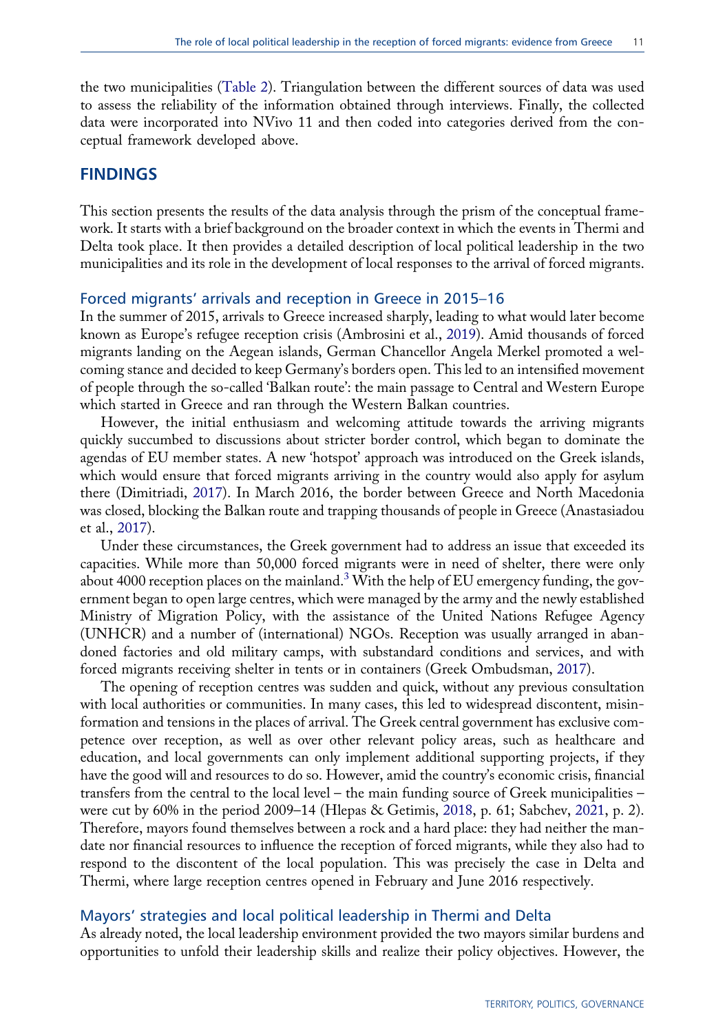the two municipalities (Table 2). Triangulation between the different sources of data was used to assess the reliability of the information obtained through interviews. Finally, the collected data were incorporated into NVivo 11 and then coded into categories derived from the conceptual framework developed above.

## FINDINGS

This section presents the results of the data analysis through the prism of the conceptual framework. It starts with a brief background on the broader context in which the events in Thermi and Delta took place. It then provides a detailed description of local political leadership in the two municipalities and its role in the development of local responses to the arrival of forced migrants.

### Forced migrants' arrivals and reception in Greece in 2015–16

In the summer of 2015, arrivals to Greece increased sharply, leading to what would later become known as Europe's refugee reception crisis (Ambrosini et al., 2019). Amid thousands of forced migrants landing on the Aegean islands, German Chancellor Angela Merkel promoted a welcoming stance and decided to keep Germany's borders open. This led to an intensified movement of people through the so-called 'Balkan route': the main passage to Central and Western Europe which started in Greece and ran through the Western Balkan countries.

However, the initial enthusiasm and welcoming attitude towards the arriving migrants quickly succumbed to discussions about stricter border control, which began to dominate the agendas of EU member states. A new 'hotspot' approach was introduced on the Greek islands, which would ensure that forced migrants arriving in the country would also apply for asylum there (Dimitriadi, 2017). In March 2016, the border between Greece and North Macedonia was closed, blocking the Balkan route and trapping thousands of people in Greece (Anastasiadou et al., 2017).

Under these circumstances, the Greek government had to address an issue that exceeded its capacities. While more than 50,000 forced migrants were in need of shelter, there were only about 4000 reception places on the mainland.[3] With the help of EU emergency funding, the government began to open large centres, which were managed by the army and the newly established Ministry of Migration Policy, with the assistance of the United Nations Refugee Agency (UNHCR) and a number of (international) NGOs. Reception was usually arranged in abandoned factories and old military camps, with substandard conditions and services, and with forced migrants receiving shelter in tents or in containers (Greek Ombudsman, 2017).

The opening of reception centres was sudden and quick, without any previous consultation with local authorities or communities. In many cases, this led to widespread discontent, misinformation and tensions in the places of arrival. The Greek central government has exclusive competence over reception, as well as over other relevant policy areas, such as healthcare and education, and local governments can only implement additional supporting projects, if they have the good will and resources to do so. However, amid the country's economic crisis, financial transfers from the central to the local level – the main funding source of Greek municipalities – were cut by 60% in the period 2009–14 (Hlepas & Getimis, 2018, p. 61; Sabchev, 2021, p. 2). Therefore, mayors found themselves between a rock and a hard place: they had neither the mandate nor financial resources to influence the reception of forced migrants, while they also had to respond to the discontent of the local population. This was precisely the case in Delta and Thermi, where large reception centres opened in February and June 2016 respectively.

### Mayors' strategies and local political leadership in Thermi and Delta

As already noted, the local leadership environment provided the two mayors similar burdens and opportunities to unfold their leadership skills and realize their policy objectives. However, the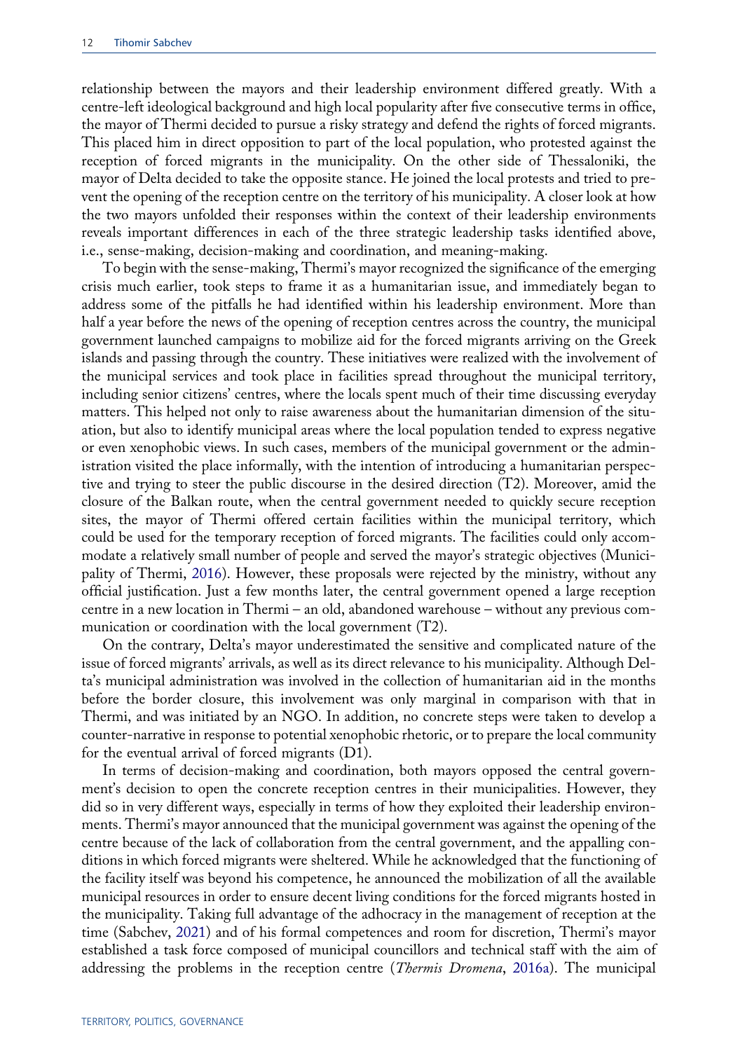relationship between the mayors and their leadership environment differed greatly. With a centre-left ideological background and high local popularity after five consecutive terms in office, the mayor of Thermi decided to pursue a risky strategy and defend the rights of forced migrants. This placed him in direct opposition to part of the local population, who protested against the reception of forced migrants in the municipality. On the other side of Thessaloniki, the mayor of Delta decided to take the opposite stance. He joined the local protests and tried to prevent the opening of the reception centre on the territory of his municipality. A closer look at how the two mayors unfolded their responses within the context of their leadership environments reveals important differences in each of the three strategic leadership tasks identified above, i.e., sense-making, decision-making and coordination, and meaning-making.

To begin with the sense-making, Thermi's mayor recognized the significance of the emerging crisis much earlier, took steps to frame it as a humanitarian issue, and immediately began to address some of the pitfalls he had identified within his leadership environment. More than half a year before the news of the opening of reception centres across the country, the municipal government launched campaigns to mobilize aid for the forced migrants arriving on the Greek islands and passing through the country. These initiatives were realized with the involvement of the municipal services and took place in facilities spread throughout the municipal territory, including senior citizens' centres, where the locals spent much of their time discussing everyday matters. This helped not only to raise awareness about the humanitarian dimension of the situation, but also to identify municipal areas where the local population tended to express negative or even xenophobic views. In such cases, members of the municipal government or the administration visited the place informally, with the intention of introducing a humanitarian perspective and trying to steer the public discourse in the desired direction (T2). Moreover, amid the closure of the Balkan route, when the central government needed to quickly secure reception sites, the mayor of Thermi offered certain facilities within the municipal territory, which could be used for the temporary reception of forced migrants. The facilities could only accommodate a relatively small number of people and served the mayor's strategic objectives (Municipality of Thermi, 2016). However, these proposals were rejected by the ministry, without any official justification. Just a few months later, the central government opened a large reception centre in a new location in Thermi – an old, abandoned warehouse – without any previous communication or coordination with the local government (T2).

On the contrary, Delta's mayor underestimated the sensitive and complicated nature of the issue of forced migrants' arrivals, as well as its direct relevance to his municipality. Although Delta's municipal administration was involved in the collection of humanitarian aid in the months before the border closure, this involvement was only marginal in comparison with that in Thermi, and was initiated by an NGO. In addition, no concrete steps were taken to develop a counter-narrative in response to potential xenophobic rhetoric, or to prepare the local community for the eventual arrival of forced migrants (D1).

In terms of decision-making and coordination, both mayors opposed the central government's decision to open the concrete reception centres in their municipalities. However, they did so in very different ways, especially in terms of how they exploited their leadership environments. Thermi's mayor announced that the municipal government was against the opening of the centre because of the lack of collaboration from the central government, and the appalling conditions in which forced migrants were sheltered. While he acknowledged that the functioning of the facility itself was beyond his competence, he announced the mobilization of all the available municipal resources in order to ensure decent living conditions for the forced migrants hosted in the municipality. Taking full advantage of the adhocracy in the management of reception at the time (Sabchev, 2021) and of his formal competences and room for discretion, Thermi's mayor established a task force composed of municipal councillors and technical staff with the aim of addressing the problems in the reception centre (*Thermis Dromena*, 2016a). The municipal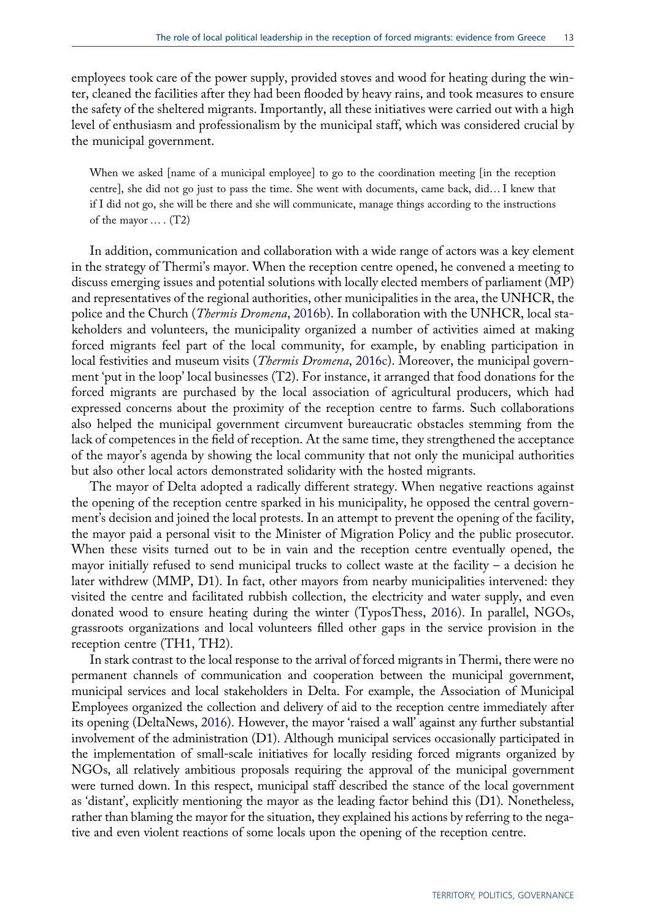employees took care of the power supply, provided stoves and wood for heating during the winter, cleaned the facilities after they had been flooded by heavy rains, and took measures to ensure the safety of the sheltered migrants. Importantly, all these initiatives were carried out with a high level of enthusiasm and professionalism by the municipal staff, which was considered crucial by the municipal government.

> When we asked [name of a municipal employee] to go to the coordination meeting [in the reception centre], she did not go just to pass the time. She went with documents, came back, did… I knew that if I did not go, she will be there and she will communicate, manage things according to the instructions of the mayor … . (T2)

In addition, communication and collaboration with a wide range of actors was a key element in the strategy of Thermi's mayor. When the reception centre opened, he convened a meeting to discuss emerging issues and potential solutions with locally elected members of parliament (MP) and representatives of the regional authorities, other municipalities in the area, the UNHCR, the police and the Church (*Thermis Dromena*, 2016b). In collaboration with the UNHCR, local stakeholders and volunteers, the municipality organized a number of activities aimed at making forced migrants feel part of the local community, for example, by enabling participation in local festivities and museum visits (*Thermis Dromena*, 2016c). Moreover, the municipal government 'put in the loop' local businesses (T2). For instance, it arranged that food donations for the forced migrants are purchased by the local association of agricultural producers, which had expressed concerns about the proximity of the reception centre to farms. Such collaborations also helped the municipal government circumvent bureaucratic obstacles stemming from the lack of competences in the field of reception. At the same time, they strengthened the acceptance of the mayor's agenda by showing the local community that not only the municipal authorities but also other local actors demonstrated solidarity with the hosted migrants.

The mayor of Delta adopted a radically different strategy. When negative reactions against the opening of the reception centre sparked in his municipality, he opposed the central government's decision and joined the local protests. In an attempt to prevent the opening of the facility, the mayor paid a personal visit to the Minister of Migration Policy and the public prosecutor. When these visits turned out to be in vain and the reception centre eventually opened, the mayor initially refused to send municipal trucks to collect waste at the facility – a decision he later withdrew (MMP, D1). In fact, other mayors from nearby municipalities intervened: they visited the centre and facilitated rubbish collection, the electricity and water supply, and even donated wood to ensure heating during the winter (TyposThess, 2016). In parallel, NGOs, grassroots organizations and local volunteers filled other gaps in the service provision in the reception centre (TH1, TH2).

In stark contrast to the local response to the arrival of forced migrants in Thermi, there were no permanent channels of communication and cooperation between the municipal government, municipal services and local stakeholders in Delta. For example, the Association of Municipal Employees organized the collection and delivery of aid to the reception centre immediately after its opening (DeltaNews, 2016). However, the mayor 'raised a wall' against any further substantial involvement of the administration (D1). Although municipal services occasionally participated in the implementation of small-scale initiatives for locally residing forced migrants organized by NGOs, all relatively ambitious proposals requiring the approval of the municipal government were turned down. In this respect, municipal staff described the stance of the local government as 'distant', explicitly mentioning the mayor as the leading factor behind this (D1). Nonetheless, rather than blaming the mayor for the situation, they explained his actions by referring to the negative and even violent reactions of some locals upon the opening of the reception centre.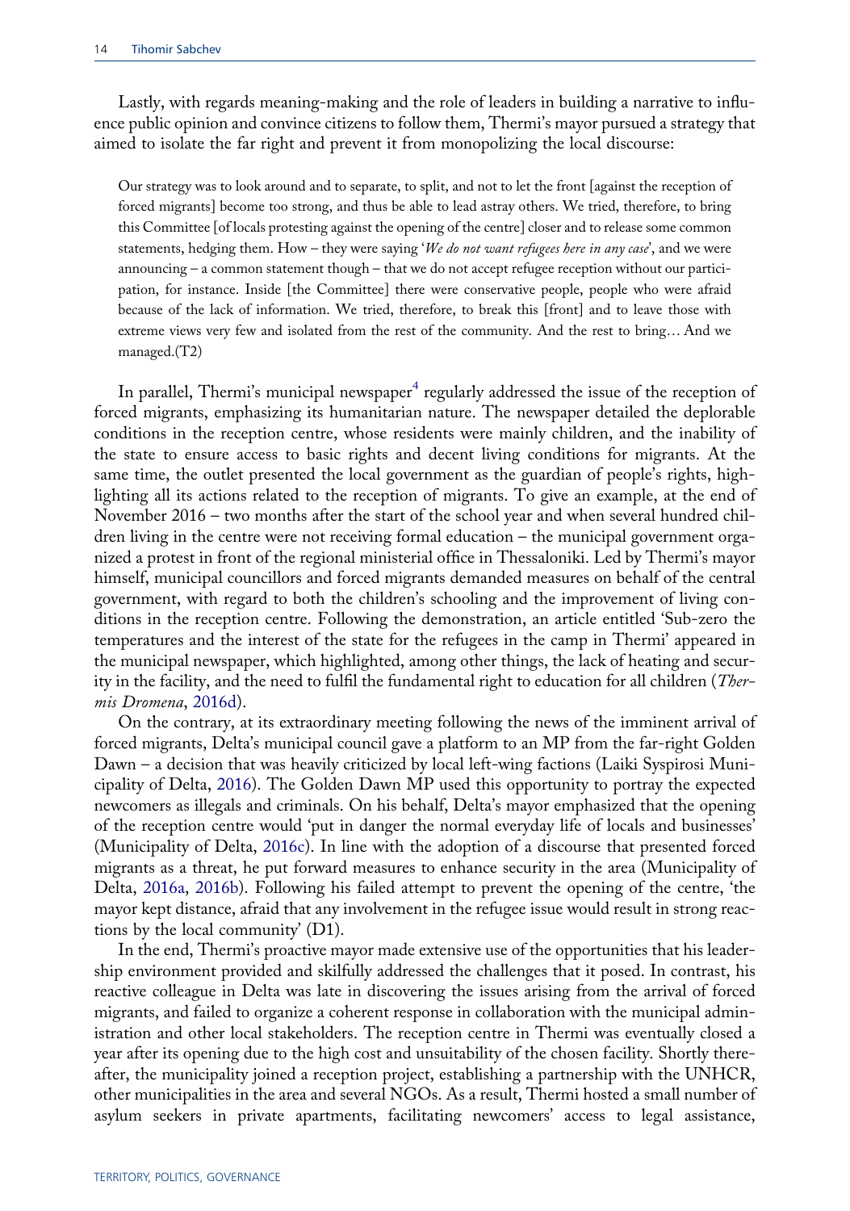Lastly, with regards meaning-making and the role of leaders in building a narrative to influence public opinion and convince citizens to follow them, Thermi's mayor pursued a strategy that aimed to isolate the far right and prevent it from monopolizing the local discourse:

> Our strategy was to look around and to separate, to split, and not to let the front [against the reception of forced migrants] become too strong, and thus be able to lead astray others. We tried, therefore, to bring this Committee [of locals protesting against the opening of the centre] closer and to release some common statements, hedging them. How – they were saying '*We do not want refugees here in any case*', and we were announcing – a common statement though – that we do not accept refugee reception without our participation, for instance. Inside [the Committee] there were conservative people, people who were afraid because of the lack of information. We tried, therefore, to break this [front] and to leave those with extreme views very few and isolated from the rest of the community. And the rest to bring… And we managed.(T2)

In parallel, Thermi's municipal newspaper[4] regularly addressed the issue of the reception of forced migrants, emphasizing its humanitarian nature. The newspaper detailed the deplorable conditions in the reception centre, whose residents were mainly children, and the inability of the state to ensure access to basic rights and decent living conditions for migrants. At the same time, the outlet presented the local government as the guardian of people's rights, highlighting all its actions related to the reception of migrants. To give an example, at the end of November 2016 – two months after the start of the school year and when several hundred children living in the centre were not receiving formal education – the municipal government organized a protest in front of the regional ministerial office in Thessaloniki. Led by Thermi's mayor himself, municipal councillors and forced migrants demanded measures on behalf of the central government, with regard to both the children's schooling and the improvement of living conditions in the reception centre. Following the demonstration, an article entitled 'Sub-zero the temperatures and the interest of the state for the refugees in the camp in Thermi' appeared in the municipal newspaper, which highlighted, among other things, the lack of heating and security in the facility, and the need to fulfil the fundamental right to education for all children (*Thermis Dromena*, 2016d).

On the contrary, at its extraordinary meeting following the news of the imminent arrival of forced migrants, Delta's municipal council gave a platform to an MP from the far-right Golden Dawn – a decision that was heavily criticized by local left-wing factions (Laiki Syspirosi Municipality of Delta, 2016). The Golden Dawn MP used this opportunity to portray the expected newcomers as illegals and criminals. On his behalf, Delta's mayor emphasized that the opening of the reception centre would 'put in danger the normal everyday life of locals and businesses' (Municipality of Delta, 2016c). In line with the adoption of a discourse that presented forced migrants as a threat, he put forward measures to enhance security in the area (Municipality of Delta, 2016a, 2016b). Following his failed attempt to prevent the opening of the centre, 'the mayor kept distance, afraid that any involvement in the refugee issue would result in strong reactions by the local community' (D1).

In the end, Thermi's proactive mayor made extensive use of the opportunities that his leadership environment provided and skilfully addressed the challenges that it posed. In contrast, his reactive colleague in Delta was late in discovering the issues arising from the arrival of forced migrants, and failed to organize a coherent response in collaboration with the municipal administration and other local stakeholders. The reception centre in Thermi was eventually closed a year after its opening due to the high cost and unsuitability of the chosen facility. Shortly thereafter, the municipality joined a reception project, establishing a partnership with the UNHCR, other municipalities in the area and several NGOs. As a result, Thermi hosted a small number of asylum seekers in private apartments, facilitating newcomers' access to legal assistance,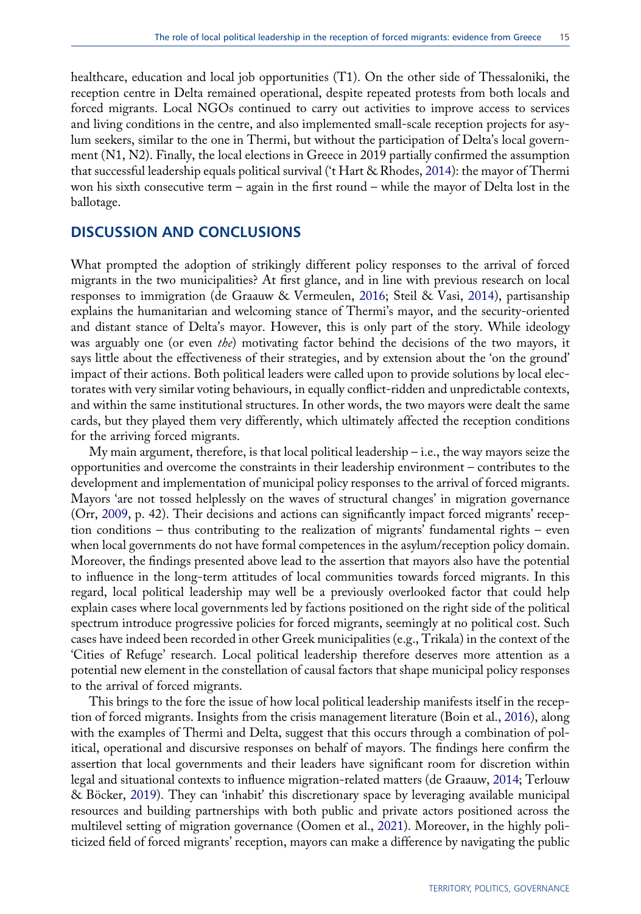healthcare, education and local job opportunities (T1). On the other side of Thessaloniki, the reception centre in Delta remained operational, despite repeated protests from both locals and forced migrants. Local NGOs continued to carry out activities to improve access to services and living conditions in the centre, and also implemented small-scale reception projects for asylum seekers, similar to the one in Thermi, but without the participation of Delta's local government (N1, N2). Finally, the local elections in Greece in 2019 partially confirmed the assumption that successful leadership equals political survival ('t Hart & Rhodes, 2014): the mayor of Thermi won his sixth consecutive term – again in the first round – while the mayor of Delta lost in the ballotage.

## DISCUSSION AND CONCLUSIONS

What prompted the adoption of strikingly different policy responses to the arrival of forced migrants in the two municipalities? At first glance, and in line with previous research on local responses to immigration (de Graauw & Vermeulen, 2016; Steil & Vasi, 2014), partisanship explains the humanitarian and welcoming stance of Thermi's mayor, and the security-oriented and distant stance of Delta's mayor. However, this is only part of the story. While ideology was arguably one (or even *the*) motivating factor behind the decisions of the two mayors, it says little about the effectiveness of their strategies, and by extension about the 'on the ground' impact of their actions. Both political leaders were called upon to provide solutions by local electorates with very similar voting behaviours, in equally conflict-ridden and unpredictable contexts, and within the same institutional structures. In other words, the two mayors were dealt the same cards, but they played them very differently, which ultimately affected the reception conditions for the arriving forced migrants.

My main argument, therefore, is that local political leadership – i.e., the way mayors seize the opportunities and overcome the constraints in their leadership environment – contributes to the development and implementation of municipal policy responses to the arrival of forced migrants. Mayors 'are not tossed helplessly on the waves of structural changes' in migration governance (Orr, 2009, p. 42). Their decisions and actions can significantly impact forced migrants' reception conditions – thus contributing to the realization of migrants' fundamental rights – even when local governments do not have formal competences in the asylum/reception policy domain. Moreover, the findings presented above lead to the assertion that mayors also have the potential to influence in the long-term attitudes of local communities towards forced migrants. In this regard, local political leadership may well be a previously overlooked factor that could help explain cases where local governments led by factions positioned on the right side of the political spectrum introduce progressive policies for forced migrants, seemingly at no political cost. Such cases have indeed been recorded in other Greek municipalities (e.g., Trikala) in the context of the 'Cities of Refuge' research. Local political leadership therefore deserves more attention as a potential new element in the constellation of causal factors that shape municipal policy responses to the arrival of forced migrants.

This brings to the fore the issue of how local political leadership manifests itself in the reception of forced migrants. Insights from the crisis management literature (Boin et al., 2016), along with the examples of Thermi and Delta, suggest that this occurs through a combination of political, operational and discursive responses on behalf of mayors. The findings here confirm the assertion that local governments and their leaders have significant room for discretion within legal and situational contexts to influence migration-related matters (de Graauw, 2014; Terlouw & Böcker, 2019). They can 'inhabit' this discretionary space by leveraging available municipal resources and building partnerships with both public and private actors positioned across the multilevel setting of migration governance (Oomen et al., 2021). Moreover, in the highly politicized field of forced migrants' reception, mayors can make a difference by navigating the public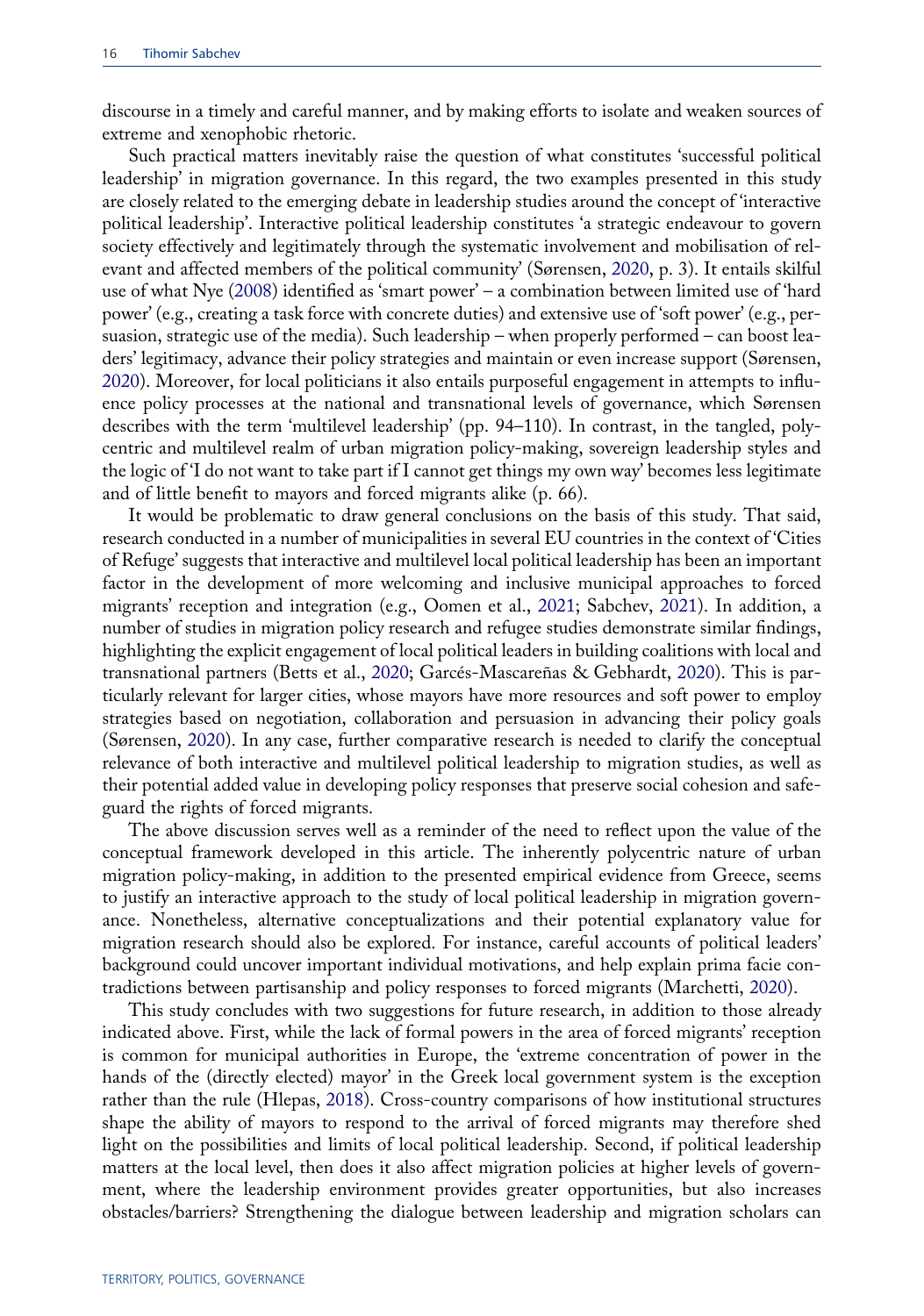discourse in a timely and careful manner, and by making efforts to isolate and weaken sources of extreme and xenophobic rhetoric.

Such practical matters inevitably raise the question of what constitutes 'successful political leadership' in migration governance. In this regard, the two examples presented in this study are closely related to the emerging debate in leadership studies around the concept of 'interactive political leadership'. Interactive political leadership constitutes 'a strategic endeavour to govern society effectively and legitimately through the systematic involvement and mobilisation of relevant and affected members of the political community' (Sørensen, 2020, p. 3). It entails skilful use of what Nye (2008) identified as 'smart power' – a combination between limited use of 'hard power' (e.g., creating a task force with concrete duties) and extensive use of 'soft power' (e.g., persuasion, strategic use of the media). Such leadership – when properly performed – can boost leaders' legitimacy, advance their policy strategies and maintain or even increase support (Sørensen, 2020). Moreover, for local politicians it also entails purposeful engagement in attempts to influence policy processes at the national and transnational levels of governance, which Sørensen describes with the term 'multilevel leadership' (pp. 94–110). In contrast, in the tangled, polycentric and multilevel realm of urban migration policy-making, sovereign leadership styles and the logic of 'I do not want to take part if I cannot get things my own way' becomes less legitimate and of little benefit to mayors and forced migrants alike (p. 66).

It would be problematic to draw general conclusions on the basis of this study. That said, research conducted in a number of municipalities in several EU countries in the context of 'Cities of Refuge' suggests that interactive and multilevel local political leadership has been an important factor in the development of more welcoming and inclusive municipal approaches to forced migrants' reception and integration (e.g., Oomen et al., 2021; Sabchev, 2021). In addition, a number of studies in migration policy research and refugee studies demonstrate similar findings, highlighting the explicit engagement of local political leaders in building coalitions with local and transnational partners (Betts et al., 2020; Garcés-Mascareñas & Gebhardt, 2020). This is particularly relevant for larger cities, whose mayors have more resources and soft power to employ strategies based on negotiation, collaboration and persuasion in advancing their policy goals (Sørensen, 2020). In any case, further comparative research is needed to clarify the conceptual relevance of both interactive and multilevel political leadership to migration studies, as well as their potential added value in developing policy responses that preserve social cohesion and safeguard the rights of forced migrants.

The above discussion serves well as a reminder of the need to reflect upon the value of the conceptual framework developed in this article. The inherently polycentric nature of urban migration policy-making, in addition to the presented empirical evidence from Greece, seems to justify an interactive approach to the study of local political leadership in migration governance. Nonetheless, alternative conceptualizations and their potential explanatory value for migration research should also be explored. For instance, careful accounts of political leaders' background could uncover important individual motivations, and help explain prima facie contradictions between partisanship and policy responses to forced migrants (Marchetti, 2020).

This study concludes with two suggestions for future research, in addition to those already indicated above. First, while the lack of formal powers in the area of forced migrants' reception is common for municipal authorities in Europe, the 'extreme concentration of power in the hands of the (directly elected) mayor' in the Greek local government system is the exception rather than the rule (Hlepas, 2018). Cross-country comparisons of how institutional structures shape the ability of mayors to respond to the arrival of forced migrants may therefore shed light on the possibilities and limits of local political leadership. Second, if political leadership matters at the local level, then does it also affect migration policies at higher levels of government, where the leadership environment provides greater opportunities, but also increases obstacles/barriers? Strengthening the dialogue between leadership and migration scholars can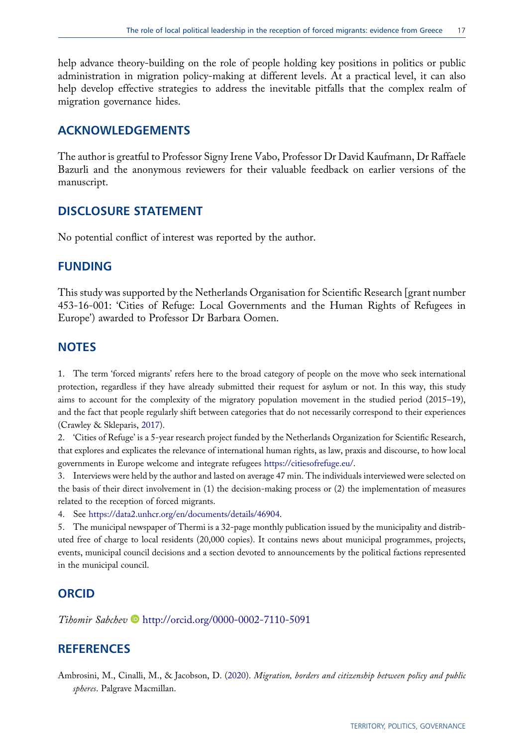help advance theory-building on the role of people holding key positions in politics or public administration in migration policy-making at different levels. At a practical level, it can also help develop effective strategies to address the inevitable pitfalls that the complex realm of migration governance hides.

## ACKNOWLEDGEMENTS

The author is greatful to Professor Signy Irene Vabo, Professor Dr David Kaufmann, Dr Raffaele Bazurli and the anonymous reviewers for their valuable feedback on earlier versions of the manuscript.

## DISCLOSURE STATEMENT

No potential conflict of interest was reported by the author.

## FUNDING

This study was supported by the Netherlands Organisation for Scientific Research [grant number 453-16-001: 'Cities of Refuge: Local Governments and the Human Rights of Refugees in Europe') awarded to Professor Dr Barbara Oomen.

## NOTES

1. The term 'forced migrants' refers here to the broad category of people on the move who seek international protection, regardless if they have already submitted their request for asylum or not. In this way, this study aims to account for the complexity of the migratory population movement in the studied period (2015–19), and the fact that people regularly shift between categories that do not necessarily correspond to their experiences (Crawley & Skleparis, 2017).
2. 'Cities of Refuge' is a 5-year research project funded by the Netherlands Organization for Scientific Research, that explores and explicates the relevance of international human rights, as law, praxis and discourse, to how local governments in Europe welcome and integrate refugees https://citiesofrefuge.eu/.
3. Interviews were held by the author and lasted on average 47 min. The individuals interviewed were selected on the basis of their direct involvement in (1) the decision-making process or (2) the implementation of measures related to the reception of forced migrants.
4. See https://data2.unhcr.org/en/documents/details/46904.
5. The municipal newspaper of Thermi is a 32-page monthly publication issued by the municipality and distributed free of charge to local residents (20,000 copies). It contains news about municipal programmes, projects, events, municipal council decisions and a section devoted to announcements by the political factions represented in the municipal council.

## ORCID

*Tihomir Sabchev* http://orcid.org/0000-0002-7110-5091

## REFERENCES

Ambrosini, M., Cinalli, M., & Jacobson, D. (2020). *Migration, borders and citizenship between policy and public spheres*. Palgrave Macmillan.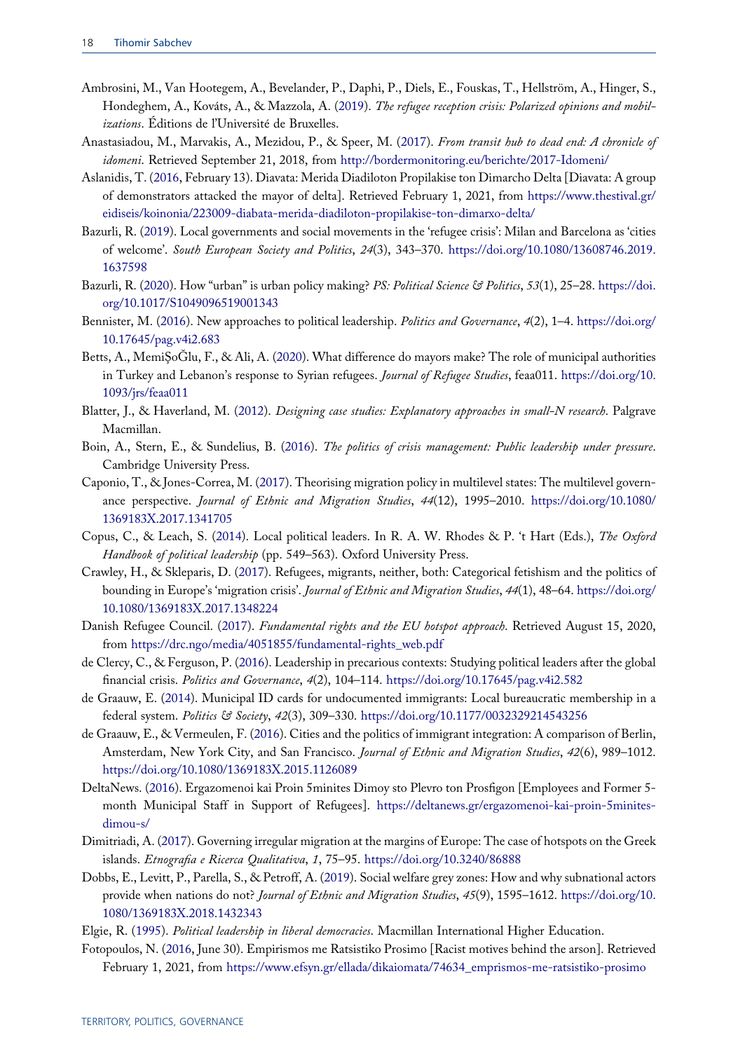Ambrosini, M., Van Hootegem, A., Bevelander, P., Daphi, P., Diels, E., Fouskas, T., Hellström, A., Hinger, S., Hondeghem, A., Kováts, A., & Mazzola, A. (2019). *The refugee reception crisis: Polarized opinions and mobilizations*. Éditions de l'Université de Bruxelles.

Anastasiadou, M., Marvakis, A., Mezidou, P., & Speer, M. (2017). *From transit hub to dead end: A chronicle of idomeni*. Retrieved September 21, 2018, from http://bordermonitoring.eu/berichte/2017-Idomeni/

Aslanidis, T. (2016, February 13). Diavata: Merida Diadiloton Propilakise ton Dimarcho Delta [Diavata: A group of demonstrators attacked the mayor of delta]. Retrieved February 1, 2021, from https://www.thestival.gr/eidiseis/koinonia/223009-diabata-merida-diadiloton-propilakise-ton-dimarxo-delta/

Bazurli, R. (2019). Local governments and social movements in the 'refugee crisis': Milan and Barcelona as 'cities of welcome'. *South European Society and Politics*, *24*(3), 343–370. https://doi.org/10.1080/13608746.2019.1637598

Bazurli, R. (2020). How "urban" is urban policy making? *PS: Political Science & Politics*, *53*(1), 25–28. https://doi.org/10.1017/S1049096519001343

Bennister, M. (2016). New approaches to political leadership. *Politics and Governance*, *4*(2), 1–4. https://doi.org/10.17645/pag.v4i2.683

Betts, A., MemiŞoĞlu, F., & Ali, A. (2020). What difference do mayors make? The role of municipal authorities in Turkey and Lebanon's response to Syrian refugees. *Journal of Refugee Studies*, feaa011. https://doi.org/10.1093/jrs/feaa011

Blatter, J., & Haverland, M. (2012). *Designing case studies: Explanatory approaches in small-N research*. Palgrave Macmillan.

Boin, A., Stern, E., & Sundelius, B. (2016). *The politics of crisis management: Public leadership under pressure*. Cambridge University Press.

Caponio, T., & Jones-Correa, M. (2017). Theorising migration policy in multilevel states: The multilevel governance perspective. *Journal of Ethnic and Migration Studies*, *44*(12), 1995–2010. https://doi.org/10.1080/1369183X.2017.1341705

Copus, C., & Leach, S. (2014). Local political leaders. In R. A. W. Rhodes & P. 't Hart (Eds.), *The Oxford Handbook of political leadership* (pp. 549–563). Oxford University Press.

Crawley, H., & Skleparis, D. (2017). Refugees, migrants, neither, both: Categorical fetishism and the politics of bounding in Europe's 'migration crisis'. *Journal of Ethnic and Migration Studies*, *44*(1), 48–64. https://doi.org/10.1080/1369183X.2017.1348224

Danish Refugee Council. (2017). *Fundamental rights and the EU hotspot approach*. Retrieved August 15, 2020, from https://drc.ngo/media/4051855/fundamental-rights_web.pdf

de Clercy, C., & Ferguson, P. (2016). Leadership in precarious contexts: Studying political leaders after the global financial crisis. *Politics and Governance*, *4*(2), 104–114. https://doi.org/10.17645/pag.v4i2.582

de Graauw, E. (2014). Municipal ID cards for undocumented immigrants: Local bureaucratic membership in a federal system. *Politics & Society*, *42*(3), 309–330. https://doi.org/10.1177/0032329214543256

de Graauw, E., & Vermeulen, F. (2016). Cities and the politics of immigrant integration: A comparison of Berlin, Amsterdam, New York City, and San Francisco. *Journal of Ethnic and Migration Studies*, *42*(6), 989–1012. https://doi.org/10.1080/1369183X.2015.1126089

DeltaNews. (2016). Ergazomenoi kai Proin 5minites Dimoy sto Plevro ton Prosfigon [Employees and Former 5-month Municipal Staff in Support of Refugees]. https://deltanews.gr/ergazomenoi-kai-proin-5minites-dimou-s/

Dimitriadi, A. (2017). Governing irregular migration at the margins of Europe: The case of hotspots on the Greek islands. *Etnografia e Ricerca Qualitativa*, *1*, 75–95. https://doi.org/10.3240/86888

Dobbs, E., Levitt, P., Parella, S., & Petroff, A. (2019). Social welfare grey zones: How and why subnational actors provide when nations do not? *Journal of Ethnic and Migration Studies*, *45*(9), 1595–1612. https://doi.org/10.1080/1369183X.2018.1432343

Elgie, R. (1995). *Political leadership in liberal democracies*. Macmillan International Higher Education.

Fotopoulos, N. (2016, June 30). Empirismos me Ratsistiko Prosimo [Racist motives behind the arson]. Retrieved February 1, 2021, from https://www.efsyn.gr/ellada/dikaiomata/74634_emprismos-me-ratsistiko-prosimo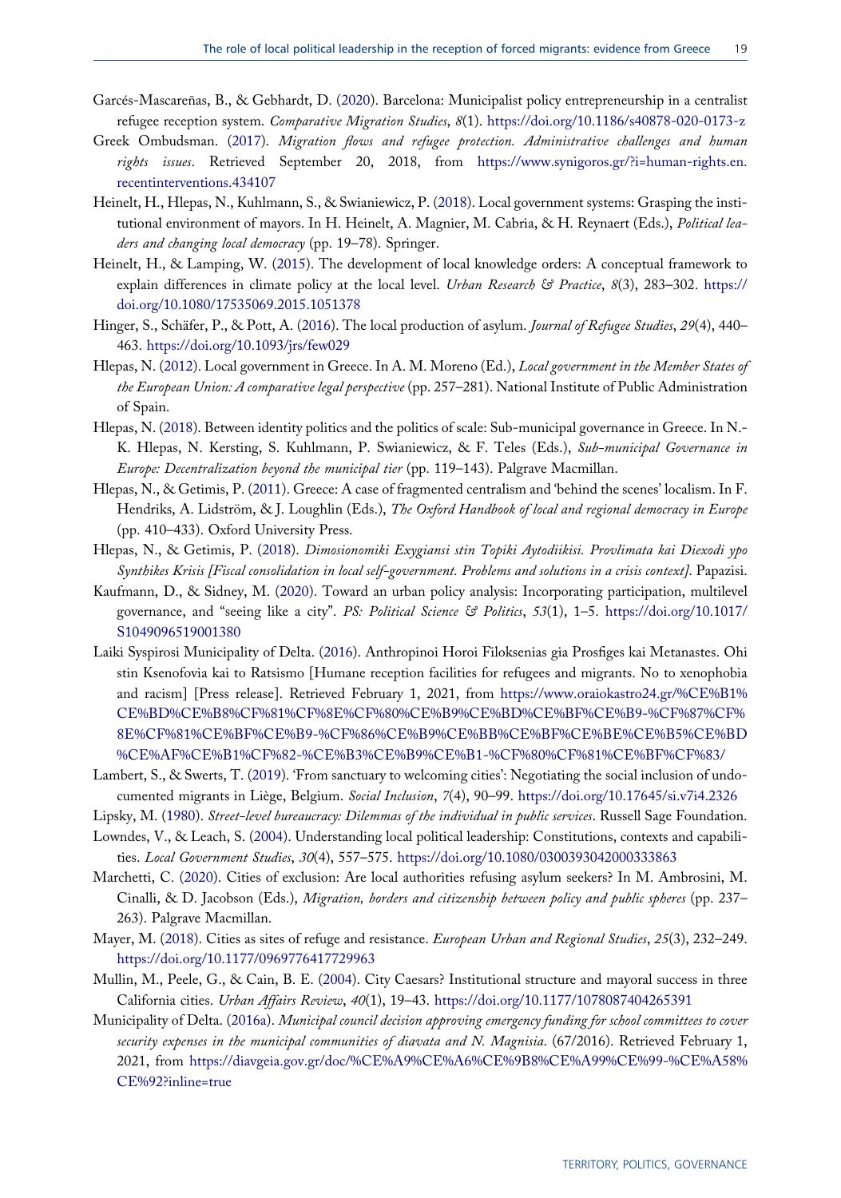Garcés-Mascareñas, B., & Gebhardt, D. (2020). Barcelona: Municipalist policy entrepreneurship in a centralist refugee reception system. *Comparative Migration Studies*, *8*(1). https://doi.org/10.1186/s40878-020-0173-z

Greek Ombudsman. (2017). *Migration flows and refugee protection. Administrative challenges and human rights issues*. Retrieved September 20, 2018, from https://www.synigoros.gr/?i=human-rights.en.recentinterventions.434107

Heinelt, H., Hlepas, N., Kuhlmann, S., & Swianiewicz, P. (2018). Local government systems: Grasping the institutional environment of mayors. In H. Heinelt, A. Magnier, M. Cabria, & H. Reynaert (Eds.), *Political leaders and changing local democracy* (pp. 19–78). Springer.

Heinelt, H., & Lamping, W. (2015). The development of local knowledge orders: A conceptual framework to explain differences in climate policy at the local level. *Urban Research & Practice*, *8*(3), 283–302. https://doi.org/10.1080/17535069.2015.1051378

Hinger, S., Schäfer, P., & Pott, A. (2016). The local production of asylum. *Journal of Refugee Studies*, *29*(4), 440–463. https://doi.org/10.1093/jrs/few029

Hlepas, N. (2012). Local government in Greece. In A. M. Moreno (Ed.), *Local government in the Member States of the European Union: A comparative legal perspective* (pp. 257–281). National Institute of Public Administration of Spain.

Hlepas, N. (2018). Between identity politics and the politics of scale: Sub-municipal governance in Greece. In N.-K. Hlepas, N. Kersting, S. Kuhlmann, P. Swianiewicz, & F. Teles (Eds.), *Sub-municipal Governance in Europe: Decentralization beyond the municipal tier* (pp. 119–143). Palgrave Macmillan.

Hlepas, N., & Getimis, P. (2011). Greece: A case of fragmented centralism and 'behind the scenes' localism. In F. Hendriks, A. Lidström, & J. Loughlin (Eds.), *The Oxford Handbook of local and regional democracy in Europe* (pp. 410–433). Oxford University Press.

Hlepas, N., & Getimis, P. (2018). *Dimosionomiki Exygiansi stin Topiki Aytodiikisi. Provlimata kai Diexodi ypo Synthikes Krisis [Fiscal consolidation in local self-government. Problems and solutions in a crisis context]*. Papazisi.

Kaufmann, D., & Sidney, M. (2020). Toward an urban policy analysis: Incorporating participation, multilevel governance, and "seeing like a city". *PS: Political Science & Politics*, *53*(1), 1–5. https://doi.org/10.1017/S1049096519001380

Laiki Syspirosi Municipality of Delta. (2016). Anthropinoi Horoi Filoksenias gia Prosfiges kai Metanastes. Ohi stin Ksenofovia kai to Ratsismo [Humane reception facilities for refugees and migrants. No to xenophobia and racism] [Press release]. Retrieved February 1, 2021, from https://www.oraiokastro24.gr/%CE%B1%CE%BD%CE%B8%CF%81%CF%8E%CF%80%CE%B9%CE%BD%CE%BF%CE%B9-%CF%87%CF%8E%CF%81%CE%BF%CE%B9-%CF%86%CE%B9%CE%BB%CE%BF%CE%BE%CE%B5%CE%BD%CE%AF%CE%B1%CF%82-%CE%B3%CE%B9%CE%B1-%CF%80%CF%81%CE%BF%CF%83/

Lambert, S., & Swerts, T. (2019). 'From sanctuary to welcoming cities': Negotiating the social inclusion of undocumented migrants in Liège, Belgium. *Social Inclusion*, *7*(4), 90–99. https://doi.org/10.17645/si.v7i4.2326

Lipsky, M. (1980). *Street-level bureaucracy: Dilemmas of the individual in public services*. Russell Sage Foundation.

Lowndes, V., & Leach, S. (2004). Understanding local political leadership: Constitutions, contexts and capabilities. *Local Government Studies*, *30*(4), 557–575. https://doi.org/10.1080/0300393042000333863

Marchetti, C. (2020). Cities of exclusion: Are local authorities refusing asylum seekers? In M. Ambrosini, M. Cinalli, & D. Jacobson (Eds.), *Migration, borders and citizenship between policy and public spheres* (pp. 237–263). Palgrave Macmillan.

Mayer, M. (2018). Cities as sites of refuge and resistance. *European Urban and Regional Studies*, *25*(3), 232–249. https://doi.org/10.1177/0969776417729963

Mullin, M., Peele, G., & Cain, B. E. (2004). City Caesars? Institutional structure and mayoral success in three California cities. *Urban Affairs Review*, *40*(1), 19–43. https://doi.org/10.1177/1078087404265391

Municipality of Delta. (2016a). *Municipal council decision approving emergency funding for school committees to cover security expenses in the municipal communities of diavata and N. Magnisia*. (67/2016). Retrieved February 1, 2021, from https://diavgeia.gov.gr/doc/%CE%A9%CE%A6%CE%9B8%CE%A99%CE%99-%CE%A58%CE%92?inline=true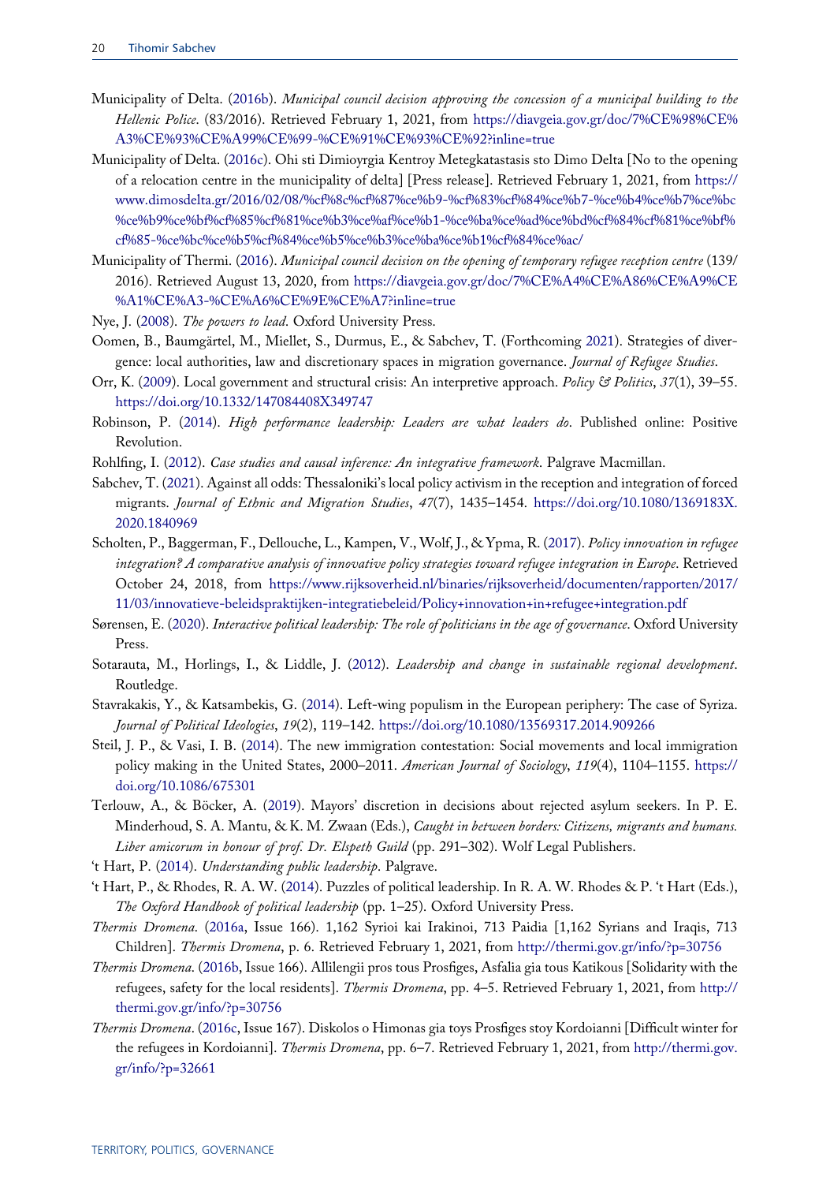Municipality of Delta. (2016b). *Municipal council decision approving the concession of a municipal building to the Hellenic Police*. (83/2016). Retrieved February 1, 2021, from https://diavgeia.gov.gr/doc/7%CE%98%CE%A3%CE%93%CE%A99%CE%99-%CE%91%CE%93%CE%92?inline=true

Municipality of Delta. (2016c). Ohi sti Dimioyrgia Kentroy Metegkatastasis sto Dimo Delta [No to the opening of a relocation centre in the municipality of delta] [Press release]. Retrieved February 1, 2021, from https://www.dimosdelta.gr/2016/02/08/%cf%8c%cf%87%ce%b9-%cf%83%cf%84%ce%b7-%ce%b4%ce%b7%ce%bc%ce%b9%ce%bf%cf%85%cf%81%ce%b3%ce%af%ce%b1-%ce%ba%ce%ad%ce%bd%cf%84%cf%81%ce%bf%cf%85-%ce%bc%ce%b5%cf%84%ce%b5%ce%b3%ce%ba%ce%b1%cf%84%ce%ac/

Municipality of Thermi. (2016). *Municipal council decision on the opening of temporary refugee reception centre* (139/2016). Retrieved August 13, 2020, from https://diavgeia.gov.gr/doc/7%CE%A4%CE%A86%CE%A9%CE%A1%CE%A3-%CE%A6%CE%9E%CE%A7?inline=true

Nye, J. (2008). *The powers to lead*. Oxford University Press.

Oomen, B., Baumgärtel, M., Miellet, S., Durmus, E., & Sabchev, T. (Forthcoming 2021). Strategies of divergence: local authorities, law and discretionary spaces in migration governance. *Journal of Refugee Studies*.

Orr, K. (2009). Local government and structural crisis: An interpretive approach. *Policy & Politics*, *37*(1), 39–55. https://doi.org/10.1332/147084408X349747

Robinson, P. (2014). *High performance leadership: Leaders are what leaders do*. Published online: Positive Revolution.

Rohlfing, I. (2012). *Case studies and causal inference: An integrative framework*. Palgrave Macmillan.

Sabchev, T. (2021). Against all odds: Thessaloniki's local policy activism in the reception and integration of forced migrants. *Journal of Ethnic and Migration Studies*, *47*(7), 1435–1454. https://doi.org/10.1080/1369183X.2020.1840969

Scholten, P., Baggerman, F., Dellouche, L., Kampen, V., Wolf, J., & Ypma, R. (2017). *Policy innovation in refugee integration? A comparative analysis of innovative policy strategies toward refugee integration in Europe*. Retrieved October 24, 2018, from https://www.rijksoverheid.nl/binaries/rijksoverheid/documenten/rapporten/2017/11/03/innovatieve-beleidspraktijken-integratiebeleid/Policy+innovation+in+refugee+integration.pdf

Sørensen, E. (2020). *Interactive political leadership: The role of politicians in the age of governance*. Oxford University Press.

Sotarauta, M., Horlings, I., & Liddle, J. (2012). *Leadership and change in sustainable regional development*. Routledge.

Stavrakakis, Y., & Katsambekis, G. (2014). Left-wing populism in the European periphery: The case of Syriza. *Journal of Political Ideologies*, *19*(2), 119–142. https://doi.org/10.1080/13569317.2014.909266

Steil, J. P., & Vasi, I. B. (2014). The new immigration contestation: Social movements and local immigration policy making in the United States, 2000–2011. *American Journal of Sociology*, *119*(4), 1104–1155. https://doi.org/10.1086/675301

Terlouw, A., & Böcker, A. (2019). Mayors' discretion in decisions about rejected asylum seekers. In P. E. Minderhoud, S. A. Mantu, & K. M. Zwaan (Eds.), *Caught in between borders: Citizens, migrants and humans. Liber amicorum in honour of prof. Dr. Elspeth Guild* (pp. 291–302). Wolf Legal Publishers.

't Hart, P. (2014). *Understanding public leadership*. Palgrave.

't Hart, P., & Rhodes, R. A. W. (2014). Puzzles of political leadership. In R. A. W. Rhodes & P. 't Hart (Eds.), *The Oxford Handbook of political leadership* (pp. 1–25). Oxford University Press.

*Thermis Dromena*. (2016a, Issue 166). 1,162 Syrioi kai Irakinoi, 713 Paidia [1,162 Syrians and Iraqis, 713 Children]. *Thermis Dromena*, p. 6. Retrieved February 1, 2021, from http://thermi.gov.gr/info/?p=30756

*Thermis Dromena*. (2016b, Issue 166). Allilengii pros tous Prosfiges, Asfalia gia tous Katikous [Solidarity with the refugees, safety for the local residents]. *Thermis Dromena*, pp. 4–5. Retrieved February 1, 2021, from http://thermi.gov.gr/info/?p=30756

*Thermis Dromena*. (2016c, Issue 167). Diskolos o Himonas gia toys Prosfiges stoy Kordoianni [Difficult winter for the refugees in Kordoianni]. *Thermis Dromena*, pp. 6–7. Retrieved February 1, 2021, from http://thermi.gov.gr/info/?p=32661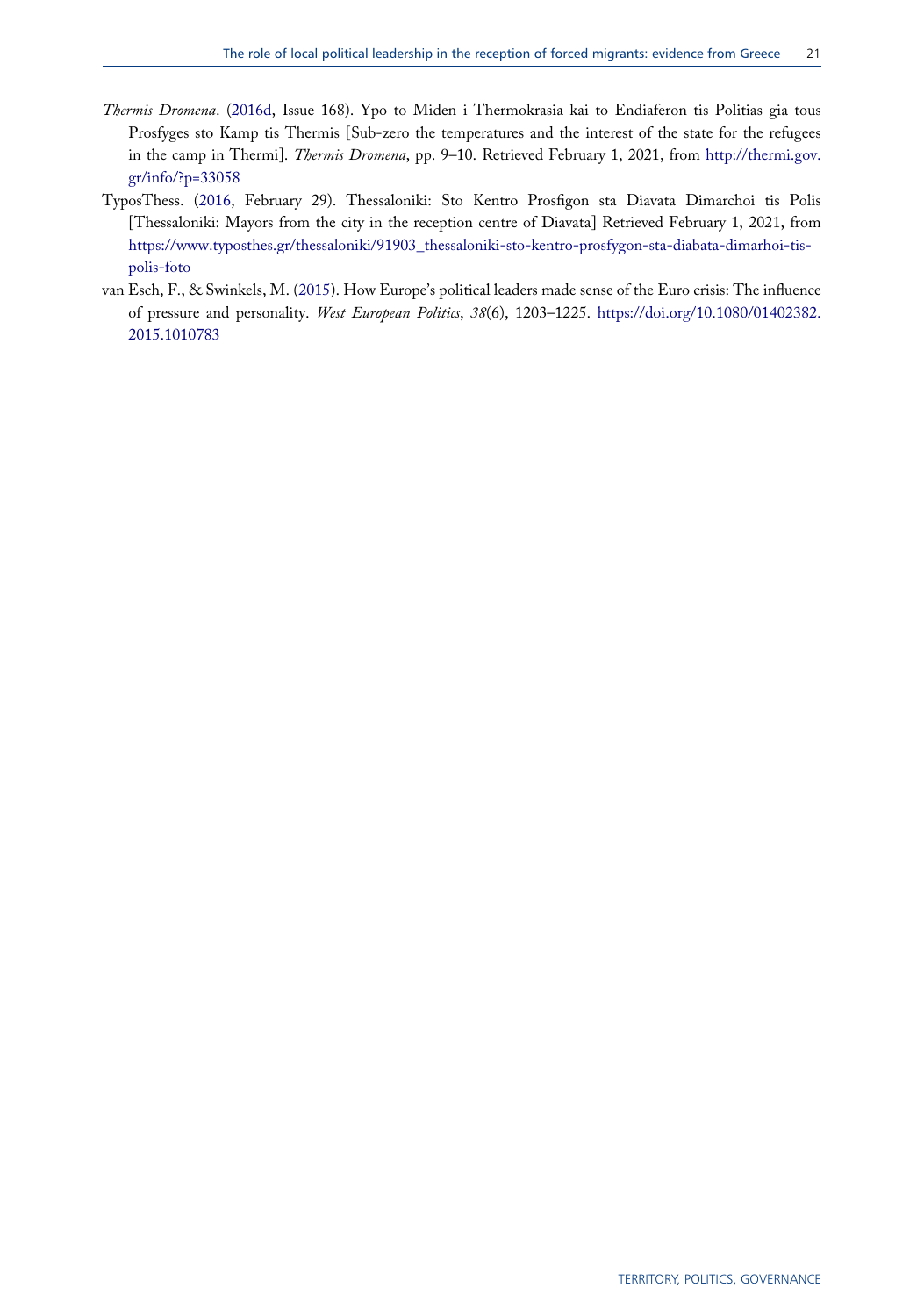*Thermis Dromena*. (2016d, Issue 168). Ypo to Miden i Thermokrasia kai to Endiaferon tis Politias gia tous Prosfyges sto Kamp tis Thermis [Sub-zero the temperatures and the interest of the state for the refugees in the camp in Thermi]. *Thermis Dromena*, pp. 9–10. Retrieved February 1, 2021, from http://thermi.gov.gr/info/?p=33058

TyposThess. (2016, February 29). Thessaloniki: Sto Kentro Prosfigon sta Diavata Dimarchoi tis Polis [Thessaloniki: Mayors from the city in the reception centre of Diavata] Retrieved February 1, 2021, from https://www.typosthes.gr/thessaloniki/91903_thessaloniki-sto-kentro-prosfygon-sta-diabata-dimarhoi-tis-polis-foto

van Esch, F., & Swinkels, M. (2015). How Europe's political leaders made sense of the Euro crisis: The influence of pressure and personality. *West European Politics*, *38*(6), 1203–1225. https://doi.org/10.1080/01402382.2015.1010783